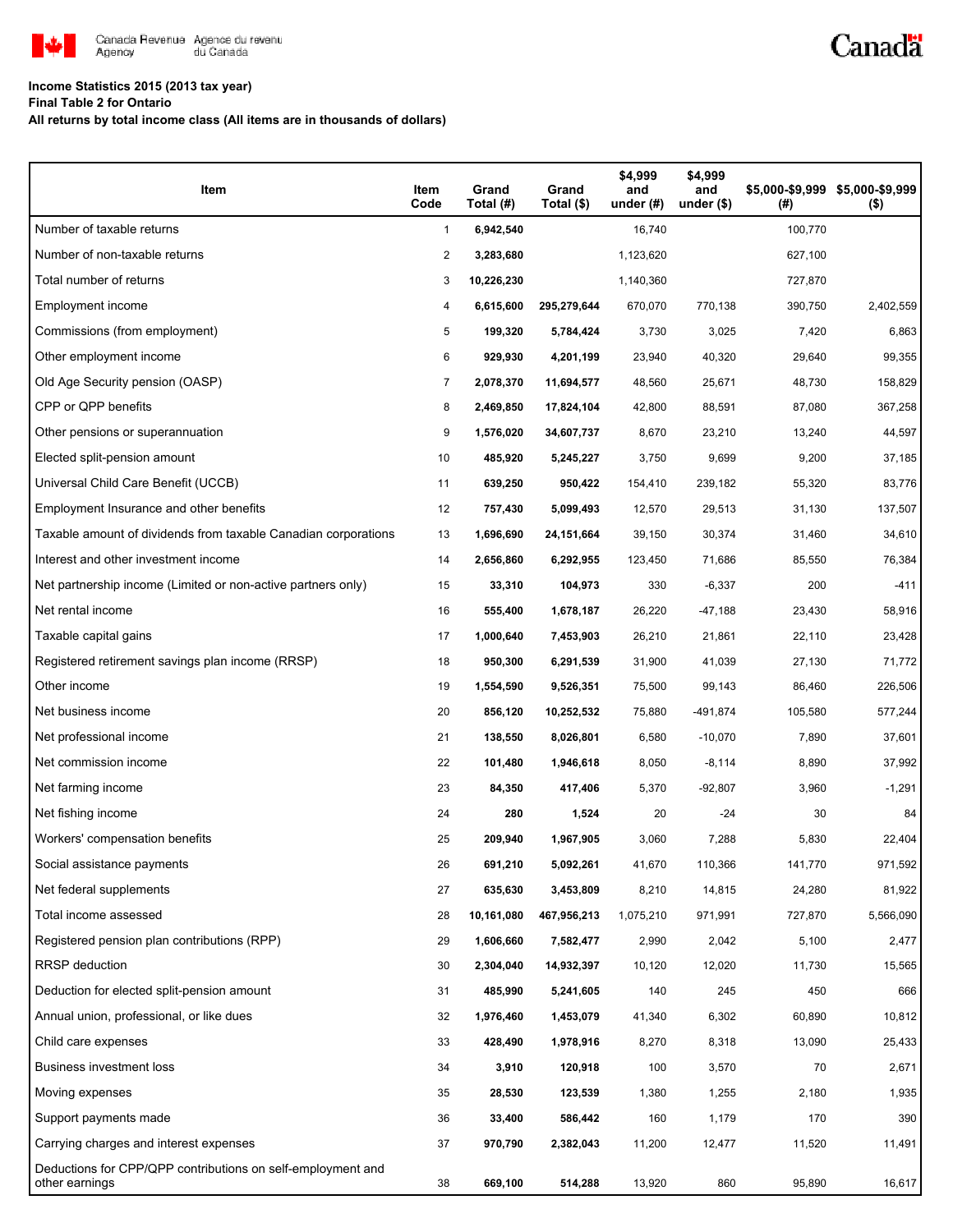Canada Revenue Agency / Agence du revenu du Canada

**Income Statistics 2015 (2013 tax year)**
**Final Table 2 for Ontario**
**All returns by total income class (All items are in thousands of dollars)**

| Item | Item Code | Grand Total (#) | Grand Total ($) | $4,999 and under (#) | $4,999 and under ($) | $5,000-$9,999 (#) | $5,000-$9,999 ($) |
|---|---|---|---|---|---|---|---|
| Number of taxable returns | 1 | **6,942,540** | | 16,740 | | 100,770 | |
| Number of non-taxable returns | 2 | **3,283,680** | | 1,123,620 | | 627,100 | |
| Total number of returns | 3 | **10,226,230** | | 1,140,360 | | 727,870 | |
| Employment income | 4 | **6,615,600** | **295,279,644** | 670,070 | 770,138 | 390,750 | 2,402,559 |
| Commissions (from employment) | 5 | **199,320** | **5,784,424** | 3,730 | 3,025 | 7,420 | 6,863 |
| Other employment income | 6 | **929,930** | **4,201,199** | 23,940 | 40,320 | 29,640 | 99,355 |
| Old Age Security pension (OASP) | 7 | **2,078,370** | **11,694,577** | 48,560 | 25,671 | 48,730 | 158,829 |
| CPP or QPP benefits | 8 | **2,469,850** | **17,824,104** | 42,800 | 88,591 | 87,080 | 367,258 |
| Other pensions or superannuation | 9 | **1,576,020** | **34,607,737** | 8,670 | 23,210 | 13,240 | 44,597 |
| Elected split-pension amount | 10 | **485,920** | **5,245,227** | 3,750 | 9,699 | 9,200 | 37,185 |
| Universal Child Care Benefit (UCCB) | 11 | **639,250** | **950,422** | 154,410 | 239,182 | 55,320 | 83,776 |
| Employment Insurance and other benefits | 12 | **757,430** | **5,099,493** | 12,570 | 29,513 | 31,130 | 137,507 |
| Taxable amount of dividends from taxable Canadian corporations | 13 | **1,696,690** | **24,151,664** | 39,150 | 30,374 | 31,460 | 34,610 |
| Interest and other investment income | 14 | **2,656,860** | **6,292,955** | 123,450 | 71,686 | 85,550 | 76,384 |
| Net partnership income (Limited or non-active partners only) | 15 | **33,310** | **104,973** | 330 | -6,337 | 200 | -411 |
| Net rental income | 16 | **555,400** | **1,678,187** | 26,220 | -47,188 | 23,430 | 58,916 |
| Taxable capital gains | 17 | **1,000,640** | **7,453,903** | 26,210 | 21,861 | 22,110 | 23,428 |
| Registered retirement savings plan income (RRSP) | 18 | **950,300** | **6,291,539** | 31,900 | 41,039 | 27,130 | 71,772 |
| Other income | 19 | **1,554,590** | **9,526,351** | 75,500 | 99,143 | 86,460 | 226,506 |
| Net business income | 20 | **856,120** | **10,252,532** | 75,880 | -491,874 | 105,580 | 577,244 |
| Net professional income | 21 | **138,550** | **8,026,801** | 6,580 | -10,070 | 7,890 | 37,601 |
| Net commission income | 22 | **101,480** | **1,946,618** | 8,050 | -8,114 | 8,890 | 37,992 |
| Net farming income | 23 | **84,350** | **417,406** | 5,370 | -92,807 | 3,960 | -1,291 |
| Net fishing income | 24 | **280** | **1,524** | 20 | -24 | 30 | 84 |
| Workers' compensation benefits | 25 | **209,940** | **1,967,905** | 3,060 | 7,288 | 5,830 | 22,404 |
| Social assistance payments | 26 | **691,210** | **5,092,261** | 41,670 | 110,366 | 141,770 | 971,592 |
| Net federal supplements | 27 | **635,630** | **3,453,809** | 8,210 | 14,815 | 24,280 | 81,922 |
| Total income assessed | 28 | **10,161,080** | **467,956,213** | 1,075,210 | 971,991 | 727,870 | 5,566,090 |
| Registered pension plan contributions (RPP) | 29 | **1,606,660** | **7,582,477** | 2,990 | 2,042 | 5,100 | 2,477 |
| RRSP deduction | 30 | **2,304,040** | **14,932,397** | 10,120 | 12,020 | 11,730 | 15,565 |
| Deduction for elected split-pension amount | 31 | **485,990** | **5,241,605** | 140 | 245 | 450 | 666 |
| Annual union, professional, or like dues | 32 | **1,976,460** | **1,453,079** | 41,340 | 6,302 | 60,890 | 10,812 |
| Child care expenses | 33 | **428,490** | **1,978,916** | 8,270 | 8,318 | 13,090 | 25,433 |
| Business investment loss | 34 | **3,910** | **120,918** | 100 | 3,570 | 70 | 2,671 |
| Moving expenses | 35 | **28,530** | **123,539** | 1,380 | 1,255 | 2,180 | 1,935 |
| Support payments made | 36 | **33,400** | **586,442** | 160 | 1,179 | 170 | 390 |
| Carrying charges and interest expenses | 37 | **970,790** | **2,382,043** | 11,200 | 12,477 | 11,520 | 11,491 |
| Deductions for CPP/QPP contributions on self-employment and other earnings | 38 | **669,100** | **514,288** | 13,920 | 860 | 95,890 | 16,617 |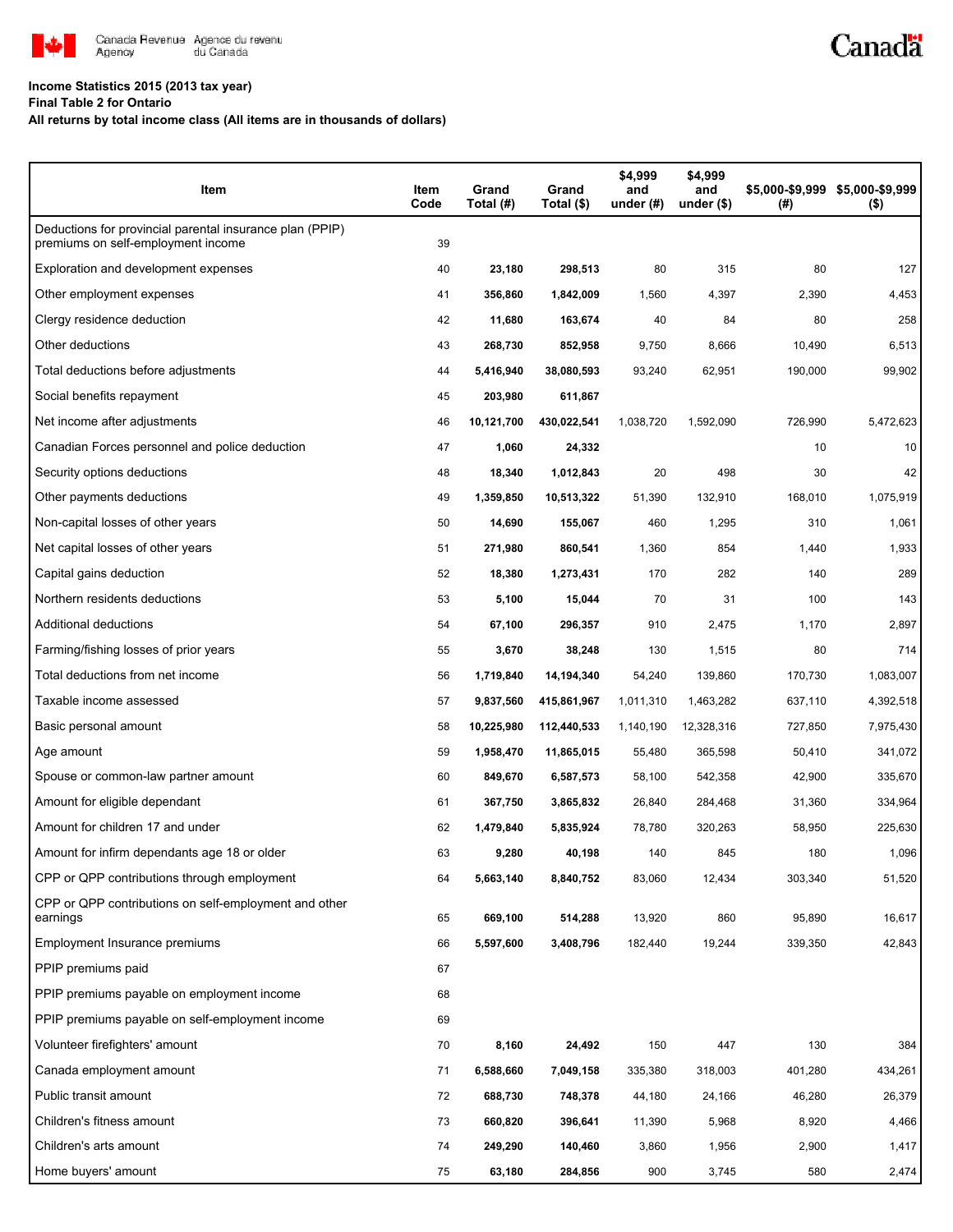**Income Statistics 2015 (2013 tax year)**
**Final Table 2 for Ontario**
**All returns by total income class (All items are in thousands of dollars)**

| Item | Item Code | Grand Total (#) | Grand Total ($) | $4,999 and under (#) | $4,999 and under ($) | $5,000-$9,999 (#) | $5,000-$9,999 ($) |
|---|---|---|---|---|---|---|---|
| Deductions for provincial parental insurance plan (PPIP) premiums on self-employment income | 39 | | | | | | |
| Exploration and development expenses | 40 | **23,180** | **298,513** | 80 | 315 | 80 | 127 |
| Other employment expenses | 41 | **356,860** | **1,842,009** | 1,560 | 4,397 | 2,390 | 4,453 |
| Clergy residence deduction | 42 | **11,680** | **163,674** | 40 | 84 | 80 | 258 |
| Other deductions | 43 | **268,730** | **852,958** | 9,750 | 8,666 | 10,490 | 6,513 |
| Total deductions before adjustments | 44 | **5,416,940** | **38,080,593** | 93,240 | 62,951 | 190,000 | 99,902 |
| Social benefits repayment | 45 | **203,980** | **611,867** | | | | |
| Net income after adjustments | 46 | **10,121,700** | **430,022,541** | 1,038,720 | 1,592,090 | 726,990 | 5,472,623 |
| Canadian Forces personnel and police deduction | 47 | **1,060** | **24,332** | | | 10 | 10 |
| Security options deductions | 48 | **18,340** | **1,012,843** | 20 | 498 | 30 | 42 |
| Other payments deductions | 49 | **1,359,850** | **10,513,322** | 51,390 | 132,910 | 168,010 | 1,075,919 |
| Non-capital losses of other years | 50 | **14,690** | **155,067** | 460 | 1,295 | 310 | 1,061 |
| Net capital losses of other years | 51 | **271,980** | **860,541** | 1,360 | 854 | 1,440 | 1,933 |
| Capital gains deduction | 52 | **18,380** | **1,273,431** | 170 | 282 | 140 | 289 |
| Northern residents deductions | 53 | **5,100** | **15,044** | 70 | 31 | 100 | 143 |
| Additional deductions | 54 | **67,100** | **296,357** | 910 | 2,475 | 1,170 | 2,897 |
| Farming/fishing losses of prior years | 55 | **3,670** | **38,248** | 130 | 1,515 | 80 | 714 |
| Total deductions from net income | 56 | **1,719,840** | **14,194,340** | 54,240 | 139,860 | 170,730 | 1,083,007 |
| Taxable income assessed | 57 | **9,837,560** | **415,861,967** | 1,011,310 | 1,463,282 | 637,110 | 4,392,518 |
| Basic personal amount | 58 | **10,225,980** | **112,440,533** | 1,140,190 | 12,328,316 | 727,850 | 7,975,430 |
| Age amount | 59 | **1,958,470** | **11,865,015** | 55,480 | 365,598 | 50,410 | 341,072 |
| Spouse or common-law partner amount | 60 | **849,670** | **6,587,573** | 58,100 | 542,358 | 42,900 | 335,670 |
| Amount for eligible dependant | 61 | **367,750** | **3,865,832** | 26,840 | 284,468 | 31,360 | 334,964 |
| Amount for children 17 and under | 62 | **1,479,840** | **5,835,924** | 78,780 | 320,263 | 58,950 | 225,630 |
| Amount for infirm dependants age 18 or older | 63 | **9,280** | **40,198** | 140 | 845 | 180 | 1,096 |
| CPP or QPP contributions through employment | 64 | **5,663,140** | **8,840,752** | 83,060 | 12,434 | 303,340 | 51,520 |
| CPP or QPP contributions on self-employment and other earnings | 65 | **669,100** | **514,288** | 13,920 | 860 | 95,890 | 16,617 |
| Employment Insurance premiums | 66 | **5,597,600** | **3,408,796** | 182,440 | 19,244 | 339,350 | 42,843 |
| PPIP premiums paid | 67 | | | | | | |
| PPIP premiums payable on employment income | 68 | | | | | | |
| PPIP premiums payable on self-employment income | 69 | | | | | | |
| Volunteer firefighters' amount | 70 | **8,160** | **24,492** | 150 | 447 | 130 | 384 |
| Canada employment amount | 71 | **6,588,660** | **7,049,158** | 335,380 | 318,003 | 401,280 | 434,261 |
| Public transit amount | 72 | **688,730** | **748,378** | 44,180 | 24,166 | 46,280 | 26,379 |
| Children's fitness amount | 73 | **660,820** | **396,641** | 11,390 | 5,968 | 8,920 | 4,466 |
| Children's arts amount | 74 | **249,290** | **140,460** | 3,860 | 1,956 | 2,900 | 1,417 |
| Home buyers' amount | 75 | **63,180** | **284,856** | 900 | 3,745 | 580 | 2,474 |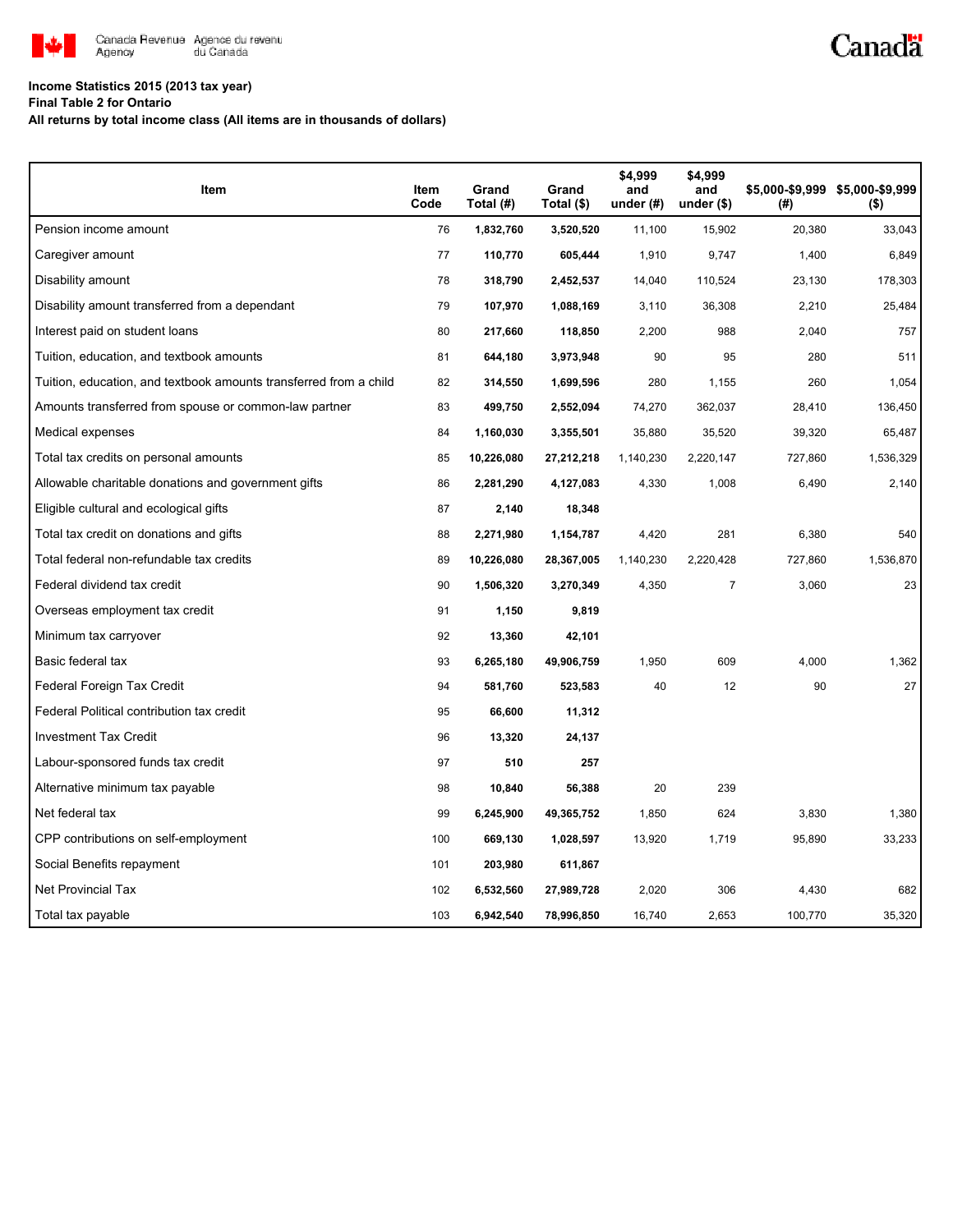**Income Statistics 2015 (2013 tax year)**

**Final Table 2 for Ontario**

**All returns by total income class (All items are in thousands of dollars)**

| Item | Item Code | Grand Total (#) | Grand Total ($) | $4,999 and under (#) | $4,999 and under ($) | $5,000-$9,999 (#) | $5,000-$9,999 ($) |
|---|---|---|---|---|---|---|---|
| Pension income amount | 76 | **1,832,760** | **3,520,520** | 11,100 | 15,902 | 20,380 | 33,043 |
| Caregiver amount | 77 | **110,770** | **605,444** | 1,910 | 9,747 | 1,400 | 6,849 |
| Disability amount | 78 | **318,790** | **2,452,537** | 14,040 | 110,524 | 23,130 | 178,303 |
| Disability amount transferred from a dependant | 79 | **107,970** | **1,088,169** | 3,110 | 36,308 | 2,210 | 25,484 |
| Interest paid on student loans | 80 | **217,660** | **118,850** | 2,200 | 988 | 2,040 | 757 |
| Tuition, education, and textbook amounts | 81 | **644,180** | **3,973,948** | 90 | 95 | 280 | 511 |
| Tuition, education, and textbook amounts transferred from a child | 82 | **314,550** | **1,699,596** | 280 | 1,155 | 260 | 1,054 |
| Amounts transferred from spouse or common-law partner | 83 | **499,750** | **2,552,094** | 74,270 | 362,037 | 28,410 | 136,450 |
| Medical expenses | 84 | **1,160,030** | **3,355,501** | 35,880 | 35,520 | 39,320 | 65,487 |
| Total tax credits on personal amounts | 85 | **10,226,080** | **27,212,218** | 1,140,230 | 2,220,147 | 727,860 | 1,536,329 |
| Allowable charitable donations and government gifts | 86 | **2,281,290** | **4,127,083** | 4,330 | 1,008 | 6,490 | 2,140 |
| Eligible cultural and ecological gifts | 87 | **2,140** | **18,348** | | | | |
| Total tax credit on donations and gifts | 88 | **2,271,980** | **1,154,787** | 4,420 | 281 | 6,380 | 540 |
| Total federal non-refundable tax credits | 89 | **10,226,080** | **28,367,005** | 1,140,230 | 2,220,428 | 727,860 | 1,536,870 |
| Federal dividend tax credit | 90 | **1,506,320** | **3,270,349** | 4,350 | 7 | 3,060 | 23 |
| Overseas employment tax credit | 91 | **1,150** | **9,819** | | | | |
| Minimum tax carryover | 92 | **13,360** | **42,101** | | | | |
| Basic federal tax | 93 | **6,265,180** | **49,906,759** | 1,950 | 609 | 4,000 | 1,362 |
| Federal Foreign Tax Credit | 94 | **581,760** | **523,583** | 40 | 12 | 90 | 27 |
| Federal Political contribution tax credit | 95 | **66,600** | **11,312** | | | | |
| Investment Tax Credit | 96 | **13,320** | **24,137** | | | | |
| Labour-sponsored funds tax credit | 97 | **510** | **257** | | | | |
| Alternative minimum tax payable | 98 | **10,840** | **56,388** | 20 | 239 | | |
| Net federal tax | 99 | **6,245,900** | **49,365,752** | 1,850 | 624 | 3,830 | 1,380 |
| CPP contributions on self-employment | 100 | **669,130** | **1,028,597** | 13,920 | 1,719 | 95,890 | 33,233 |
| Social Benefits repayment | 101 | **203,980** | **611,867** | | | | |
| Net Provincial Tax | 102 | **6,532,560** | **27,989,728** | 2,020 | 306 | 4,430 | 682 |
| Total tax payable | 103 | **6,942,540** | **78,996,850** | 16,740 | 2,653 | 100,770 | 35,320 |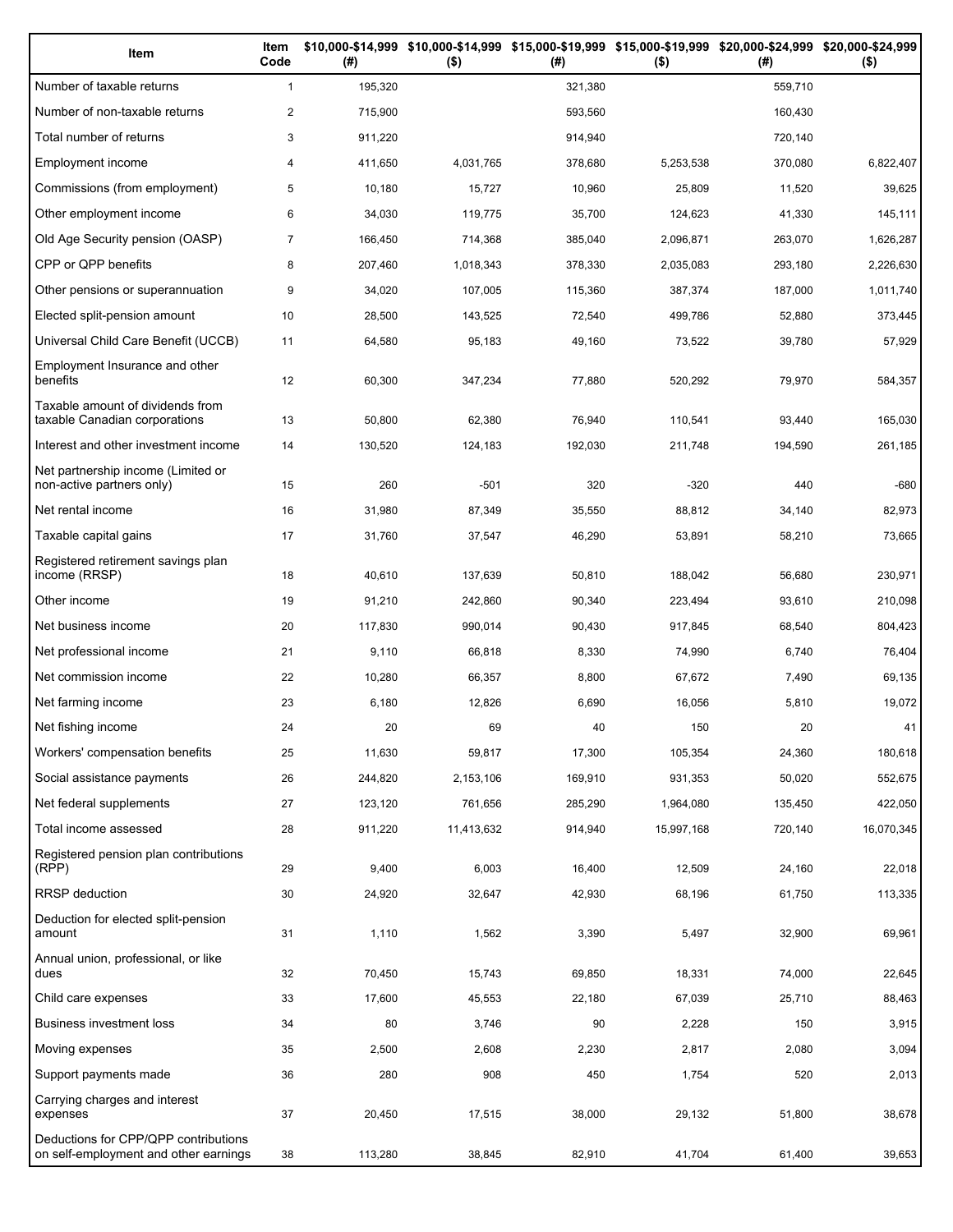| Item | Item Code | $10,000-$14,999 (#) | $10,000-$14,999 ($) | $15,000-$19,999 (#) | $15,000-$19,999 ($) | $20,000-$24,999 (#) | $20,000-$24,999 ($) |
|---|---|---|---|---|---|---|---|
| Number of taxable returns | 1 | 195,320 | | 321,380 | | 559,710 | |
| Number of non-taxable returns | 2 | 715,900 | | 593,560 | | 160,430 | |
| Total number of returns | 3 | 911,220 | | 914,940 | | 720,140 | |
| Employment income | 4 | 411,650 | 4,031,765 | 378,680 | 5,253,538 | 370,080 | 6,822,407 |
| Commissions (from employment) | 5 | 10,180 | 15,727 | 10,960 | 25,809 | 11,520 | 39,625 |
| Other employment income | 6 | 34,030 | 119,775 | 35,700 | 124,623 | 41,330 | 145,111 |
| Old Age Security pension (OASP) | 7 | 166,450 | 714,368 | 385,040 | 2,096,871 | 263,070 | 1,626,287 |
| CPP or QPP benefits | 8 | 207,460 | 1,018,343 | 378,330 | 2,035,083 | 293,180 | 2,226,630 |
| Other pensions or superannuation | 9 | 34,020 | 107,005 | 115,360 | 387,374 | 187,000 | 1,011,740 |
| Elected split-pension amount | 10 | 28,500 | 143,525 | 72,540 | 499,786 | 52,880 | 373,445 |
| Universal Child Care Benefit (UCCB) | 11 | 64,580 | 95,183 | 49,160 | 73,522 | 39,780 | 57,929 |
| Employment Insurance and other benefits | 12 | 60,300 | 347,234 | 77,880 | 520,292 | 79,970 | 584,357 |
| Taxable amount of dividends from taxable Canadian corporations | 13 | 50,800 | 62,380 | 76,940 | 110,541 | 93,440 | 165,030 |
| Interest and other investment income | 14 | 130,520 | 124,183 | 192,030 | 211,748 | 194,590 | 261,185 |
| Net partnership income (Limited or non-active partners only) | 15 | 260 | -501 | 320 | -320 | 440 | -680 |
| Net rental income | 16 | 31,980 | 87,349 | 35,550 | 88,812 | 34,140 | 82,973 |
| Taxable capital gains | 17 | 31,760 | 37,547 | 46,290 | 53,891 | 58,210 | 73,665 |
| Registered retirement savings plan income (RRSP) | 18 | 40,610 | 137,639 | 50,810 | 188,042 | 56,680 | 230,971 |
| Other income | 19 | 91,210 | 242,860 | 90,340 | 223,494 | 93,610 | 210,098 |
| Net business income | 20 | 117,830 | 990,014 | 90,430 | 917,845 | 68,540 | 804,423 |
| Net professional income | 21 | 9,110 | 66,818 | 8,330 | 74,990 | 6,740 | 76,404 |
| Net commission income | 22 | 10,280 | 66,357 | 8,800 | 67,672 | 7,490 | 69,135 |
| Net farming income | 23 | 6,180 | 12,826 | 6,690 | 16,056 | 5,810 | 19,072 |
| Net fishing income | 24 | 20 | 69 | 40 | 150 | 20 | 41 |
| Workers' compensation benefits | 25 | 11,630 | 59,817 | 17,300 | 105,354 | 24,360 | 180,618 |
| Social assistance payments | 26 | 244,820 | 2,153,106 | 169,910 | 931,353 | 50,020 | 552,675 |
| Net federal supplements | 27 | 123,120 | 761,656 | 285,290 | 1,964,080 | 135,450 | 422,050 |
| Total income assessed | 28 | 911,220 | 11,413,632 | 914,940 | 15,997,168 | 720,140 | 16,070,345 |
| Registered pension plan contributions (RPP) | 29 | 9,400 | 6,003 | 16,400 | 12,509 | 24,160 | 22,018 |
| RRSP deduction | 30 | 24,920 | 32,647 | 42,930 | 68,196 | 61,750 | 113,335 |
| Deduction for elected split-pension amount | 31 | 1,110 | 1,562 | 3,390 | 5,497 | 32,900 | 69,961 |
| Annual union, professional, or like dues | 32 | 70,450 | 15,743 | 69,850 | 18,331 | 74,000 | 22,645 |
| Child care expenses | 33 | 17,600 | 45,553 | 22,180 | 67,039 | 25,710 | 88,463 |
| Business investment loss | 34 | 80 | 3,746 | 90 | 2,228 | 150 | 3,915 |
| Moving expenses | 35 | 2,500 | 2,608 | 2,230 | 2,817 | 2,080 | 3,094 |
| Support payments made | 36 | 280 | 908 | 450 | 1,754 | 520 | 2,013 |
| Carrying charges and interest expenses | 37 | 20,450 | 17,515 | 38,000 | 29,132 | 51,800 | 38,678 |
| Deductions for CPP/QPP contributions on self-employment and other earnings | 38 | 113,280 | 38,845 | 82,910 | 41,704 | 61,400 | 39,653 |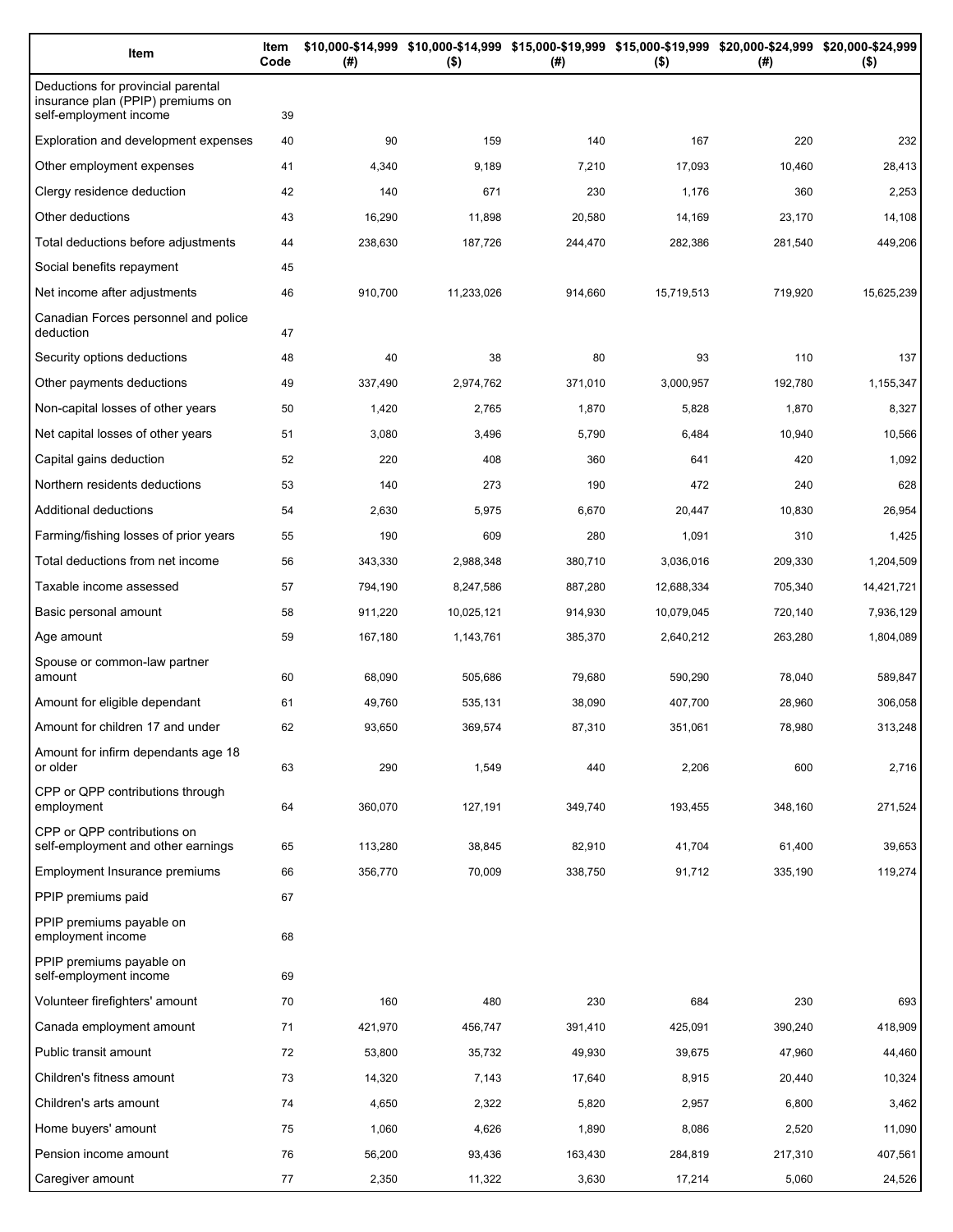| Item | Item Code | $10,000-$14,999 (#) | $10,000-$14,999 ($) | $15,000-$19,999 (#) | $15,000-$19,999 ($) | $20,000-$24,999 (#) | $20,000-$24,999 ($) |
|---|---|---|---|---|---|---|---|
| Deductions for provincial parental insurance plan (PPIP) premiums on self-employment income | 39 | | | | | | |
| Exploration and development expenses | 40 | 90 | 159 | 140 | 167 | 220 | 232 |
| Other employment expenses | 41 | 4,340 | 9,189 | 7,210 | 17,093 | 10,460 | 28,413 |
| Clergy residence deduction | 42 | 140 | 671 | 230 | 1,176 | 360 | 2,253 |
| Other deductions | 43 | 16,290 | 11,898 | 20,580 | 14,169 | 23,170 | 14,108 |
| Total deductions before adjustments | 44 | 238,630 | 187,726 | 244,470 | 282,386 | 281,540 | 449,206 |
| Social benefits repayment | 45 | | | | | | |
| Net income after adjustments | 46 | 910,700 | 11,233,026 | 914,660 | 15,719,513 | 719,920 | 15,625,239 |
| Canadian Forces personnel and police deduction | 47 | | | | | | |
| Security options deductions | 48 | 40 | 38 | 80 | 93 | 110 | 137 |
| Other payments deductions | 49 | 337,490 | 2,974,762 | 371,010 | 3,000,957 | 192,780 | 1,155,347 |
| Non-capital losses of other years | 50 | 1,420 | 2,765 | 1,870 | 5,828 | 1,870 | 8,327 |
| Net capital losses of other years | 51 | 3,080 | 3,496 | 5,790 | 6,484 | 10,940 | 10,566 |
| Capital gains deduction | 52 | 220 | 408 | 360 | 641 | 420 | 1,092 |
| Northern residents deductions | 53 | 140 | 273 | 190 | 472 | 240 | 628 |
| Additional deductions | 54 | 2,630 | 5,975 | 6,670 | 20,447 | 10,830 | 26,954 |
| Farming/fishing losses of prior years | 55 | 190 | 609 | 280 | 1,091 | 310 | 1,425 |
| Total deductions from net income | 56 | 343,330 | 2,988,348 | 380,710 | 3,036,016 | 209,330 | 1,204,509 |
| Taxable income assessed | 57 | 794,190 | 8,247,586 | 887,280 | 12,688,334 | 705,340 | 14,421,721 |
| Basic personal amount | 58 | 911,220 | 10,025,121 | 914,930 | 10,079,045 | 720,140 | 7,936,129 |
| Age amount | 59 | 167,180 | 1,143,761 | 385,370 | 2,640,212 | 263,280 | 1,804,089 |
| Spouse or common-law partner amount | 60 | 68,090 | 505,686 | 79,680 | 590,290 | 78,040 | 589,847 |
| Amount for eligible dependant | 61 | 49,760 | 535,131 | 38,090 | 407,700 | 28,960 | 306,058 |
| Amount for children 17 and under | 62 | 93,650 | 369,574 | 87,310 | 351,061 | 78,980 | 313,248 |
| Amount for infirm dependants age 18 or older | 63 | 290 | 1,549 | 440 | 2,206 | 600 | 2,716 |
| CPP or QPP contributions through employment | 64 | 360,070 | 127,191 | 349,740 | 193,455 | 348,160 | 271,524 |
| CPP or QPP contributions on self-employment and other earnings | 65 | 113,280 | 38,845 | 82,910 | 41,704 | 61,400 | 39,653 |
| Employment Insurance premiums | 66 | 356,770 | 70,009 | 338,750 | 91,712 | 335,190 | 119,274 |
| PPIP premiums paid | 67 | | | | | | |
| PPIP premiums payable on employment income | 68 | | | | | | |
| PPIP premiums payable on self-employment income | 69 | | | | | | |
| Volunteer firefighters' amount | 70 | 160 | 480 | 230 | 684 | 230 | 693 |
| Canada employment amount | 71 | 421,970 | 456,747 | 391,410 | 425,091 | 390,240 | 418,909 |
| Public transit amount | 72 | 53,800 | 35,732 | 49,930 | 39,675 | 47,960 | 44,460 |
| Children's fitness amount | 73 | 14,320 | 7,143 | 17,640 | 8,915 | 20,440 | 10,324 |
| Children's arts amount | 74 | 4,650 | 2,322 | 5,820 | 2,957 | 6,800 | 3,462 |
| Home buyers' amount | 75 | 1,060 | 4,626 | 1,890 | 8,086 | 2,520 | 11,090 |
| Pension income amount | 76 | 56,200 | 93,436 | 163,430 | 284,819 | 217,310 | 407,561 |
| Caregiver amount | 77 | 2,350 | 11,322 | 3,630 | 17,214 | 5,060 | 24,526 |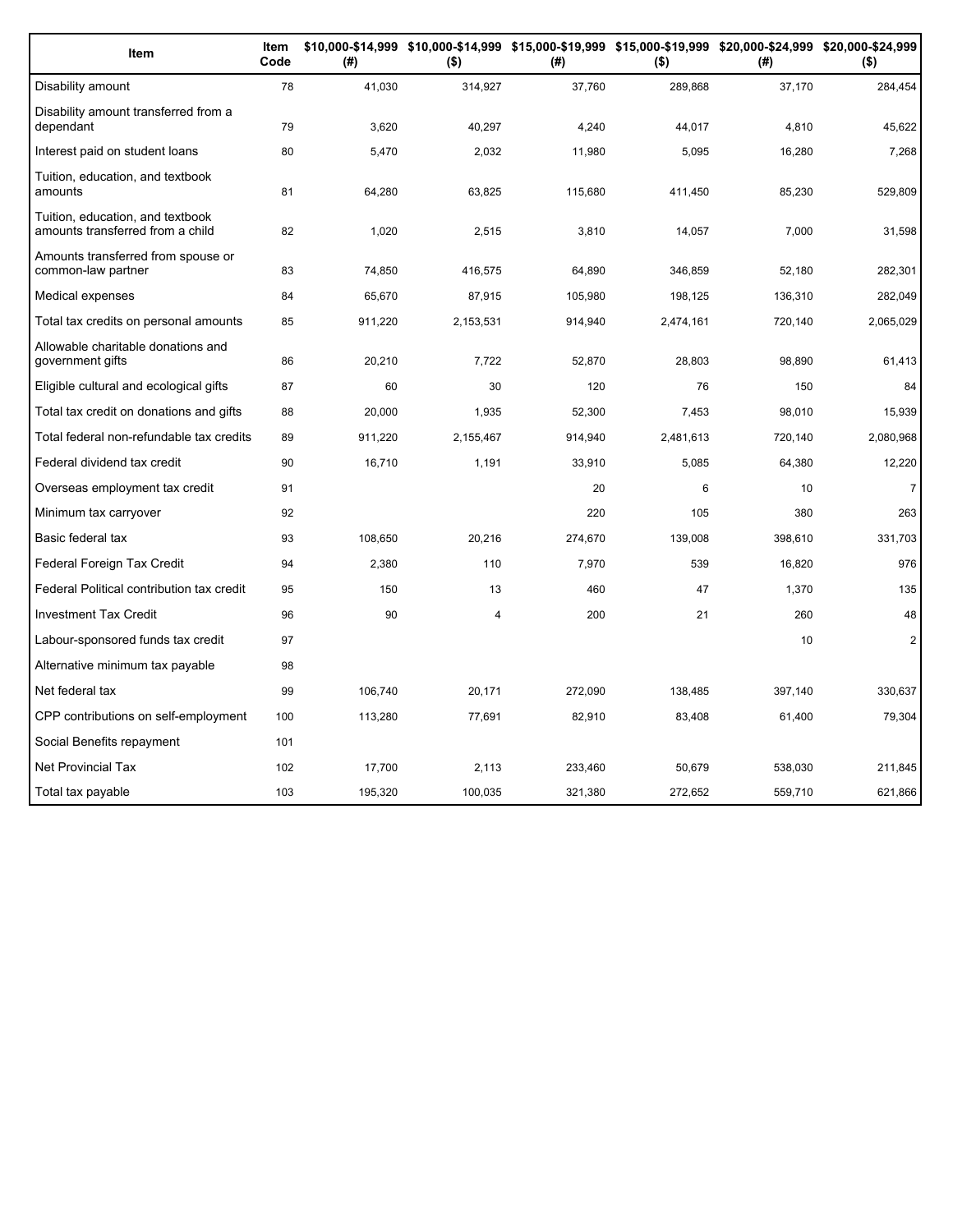| Item | Item Code | $10,000-$14,999 (#) | $10,000-$14,999 ($) | $15,000-$19,999 (#) | $15,000-$19,999 ($) | $20,000-$24,999 (#) | $20,000-$24,999 ($) |
|---|---|---|---|---|---|---|---|
| Disability amount | 78 | 41,030 | 314,927 | 37,760 | 289,868 | 37,170 | 284,454 |
| Disability amount transferred from a dependant | 79 | 3,620 | 40,297 | 4,240 | 44,017 | 4,810 | 45,622 |
| Interest paid on student loans | 80 | 5,470 | 2,032 | 11,980 | 5,095 | 16,280 | 7,268 |
| Tuition, education, and textbook amounts | 81 | 64,280 | 63,825 | 115,680 | 411,450 | 85,230 | 529,809 |
| Tuition, education, and textbook amounts transferred from a child | 82 | 1,020 | 2,515 | 3,810 | 14,057 | 7,000 | 31,598 |
| Amounts transferred from spouse or common-law partner | 83 | 74,850 | 416,575 | 64,890 | 346,859 | 52,180 | 282,301 |
| Medical expenses | 84 | 65,670 | 87,915 | 105,980 | 198,125 | 136,310 | 282,049 |
| Total tax credits on personal amounts | 85 | 911,220 | 2,153,531 | 914,940 | 2,474,161 | 720,140 | 2,065,029 |
| Allowable charitable donations and government gifts | 86 | 20,210 | 7,722 | 52,870 | 28,803 | 98,890 | 61,413 |
| Eligible cultural and ecological gifts | 87 | 60 | 30 | 120 | 76 | 150 | 84 |
| Total tax credit on donations and gifts | 88 | 20,000 | 1,935 | 52,300 | 7,453 | 98,010 | 15,939 |
| Total federal non-refundable tax credits | 89 | 911,220 | 2,155,467 | 914,940 | 2,481,613 | 720,140 | 2,080,968 |
| Federal dividend tax credit | 90 | 16,710 | 1,191 | 33,910 | 5,085 | 64,380 | 12,220 |
| Overseas employment tax credit | 91 | | | 20 | 6 | 10 | 7 |
| Minimum tax carryover | 92 | | | 220 | 105 | 380 | 263 |
| Basic federal tax | 93 | 108,650 | 20,216 | 274,670 | 139,008 | 398,610 | 331,703 |
| Federal Foreign Tax Credit | 94 | 2,380 | 110 | 7,970 | 539 | 16,820 | 976 |
| Federal Political contribution tax credit | 95 | 150 | 13 | 460 | 47 | 1,370 | 135 |
| Investment Tax Credit | 96 | 90 | 4 | 200 | 21 | 260 | 48 |
| Labour-sponsored funds tax credit | 97 | | | | | 10 | 2 |
| Alternative minimum tax payable | 98 | | | | | | |
| Net federal tax | 99 | 106,740 | 20,171 | 272,090 | 138,485 | 397,140 | 330,637 |
| CPP contributions on self-employment | 100 | 113,280 | 77,691 | 82,910 | 83,408 | 61,400 | 79,304 |
| Social Benefits repayment | 101 | | | | | | |
| Net Provincial Tax | 102 | 17,700 | 2,113 | 233,460 | 50,679 | 538,030 | 211,845 |
| Total tax payable | 103 | 195,320 | 100,035 | 321,380 | 272,652 | 559,710 | 621,866 |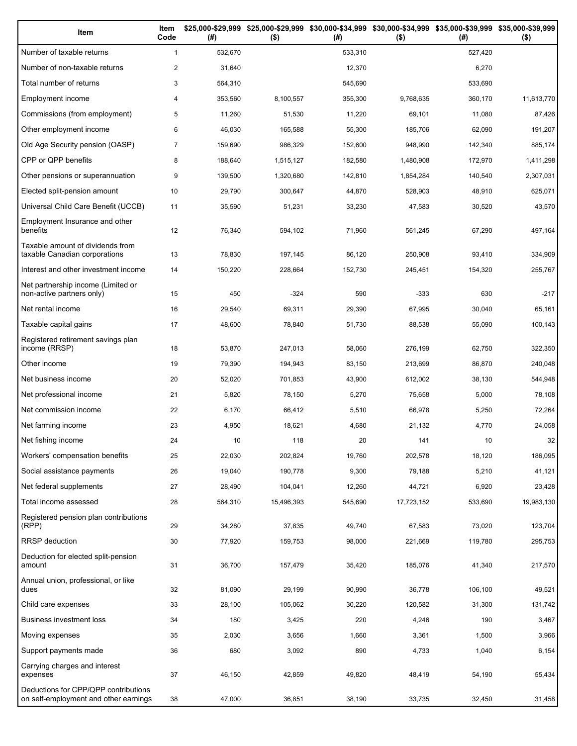| Item | Item Code | $25,000-$29,999 (#) | $25,000-$29,999 ($) | $30,000-$34,999 (#) | $30,000-$34,999 ($) | $35,000-$39,999 (#) | $35,000-$39,999 ($) |
|---|---|---|---|---|---|---|---|
| Number of taxable returns | 1 | 532,670 | | 533,310 | | 527,420 | |
| Number of non-taxable returns | 2 | 31,640 | | 12,370 | | 6,270 | |
| Total number of returns | 3 | 564,310 | | 545,690 | | 533,690 | |
| Employment income | 4 | 353,560 | 8,100,557 | 355,300 | 9,768,635 | 360,170 | 11,613,770 |
| Commissions (from employment) | 5 | 11,260 | 51,530 | 11,220 | 69,101 | 11,080 | 87,426 |
| Other employment income | 6 | 46,030 | 165,588 | 55,300 | 185,706 | 62,090 | 191,207 |
| Old Age Security pension (OASP) | 7 | 159,690 | 986,329 | 152,600 | 948,990 | 142,340 | 885,174 |
| CPP or QPP benefits | 8 | 188,640 | 1,515,127 | 182,580 | 1,480,908 | 172,970 | 1,411,298 |
| Other pensions or superannuation | 9 | 139,500 | 1,320,680 | 142,810 | 1,854,284 | 140,540 | 2,307,031 |
| Elected split-pension amount | 10 | 29,790 | 300,647 | 44,870 | 528,903 | 48,910 | 625,071 |
| Universal Child Care Benefit (UCCB) | 11 | 35,590 | 51,231 | 33,230 | 47,583 | 30,520 | 43,570 |
| Employment Insurance and other benefits | 12 | 76,340 | 594,102 | 71,960 | 561,245 | 67,290 | 497,164 |
| Taxable amount of dividends from taxable Canadian corporations | 13 | 78,830 | 197,145 | 86,120 | 250,908 | 93,410 | 334,909 |
| Interest and other investment income | 14 | 150,220 | 228,664 | 152,730 | 245,451 | 154,320 | 255,767 |
| Net partnership income (Limited or non-active partners only) | 15 | 450 | -324 | 590 | -333 | 630 | -217 |
| Net rental income | 16 | 29,540 | 69,311 | 29,390 | 67,995 | 30,040 | 65,161 |
| Taxable capital gains | 17 | 48,600 | 78,840 | 51,730 | 88,538 | 55,090 | 100,143 |
| Registered retirement savings plan income (RRSP) | 18 | 53,870 | 247,013 | 58,060 | 276,199 | 62,750 | 322,350 |
| Other income | 19 | 79,390 | 194,943 | 83,150 | 213,699 | 86,870 | 240,048 |
| Net business income | 20 | 52,020 | 701,853 | 43,900 | 612,002 | 38,130 | 544,948 |
| Net professional income | 21 | 5,820 | 78,150 | 5,270 | 75,658 | 5,000 | 78,108 |
| Net commission income | 22 | 6,170 | 66,412 | 5,510 | 66,978 | 5,250 | 72,264 |
| Net farming income | 23 | 4,950 | 18,621 | 4,680 | 21,132 | 4,770 | 24,058 |
| Net fishing income | 24 | 10 | 118 | 20 | 141 | 10 | 32 |
| Workers' compensation benefits | 25 | 22,030 | 202,824 | 19,760 | 202,578 | 18,120 | 186,095 |
| Social assistance payments | 26 | 19,040 | 190,778 | 9,300 | 79,188 | 5,210 | 41,121 |
| Net federal supplements | 27 | 28,490 | 104,041 | 12,260 | 44,721 | 6,920 | 23,428 |
| Total income assessed | 28 | 564,310 | 15,496,393 | 545,690 | 17,723,152 | 533,690 | 19,983,130 |
| Registered pension plan contributions (RPP) | 29 | 34,280 | 37,835 | 49,740 | 67,583 | 73,020 | 123,704 |
| RRSP deduction | 30 | 77,920 | 159,753 | 98,000 | 221,669 | 119,780 | 295,753 |
| Deduction for elected split-pension amount | 31 | 36,700 | 157,479 | 35,420 | 185,076 | 41,340 | 217,570 |
| Annual union, professional, or like dues | 32 | 81,090 | 29,199 | 90,990 | 36,778 | 106,100 | 49,521 |
| Child care expenses | 33 | 28,100 | 105,062 | 30,220 | 120,582 | 31,300 | 131,742 |
| Business investment loss | 34 | 180 | 3,425 | 220 | 4,246 | 190 | 3,467 |
| Moving expenses | 35 | 2,030 | 3,656 | 1,660 | 3,361 | 1,500 | 3,966 |
| Support payments made | 36 | 680 | 3,092 | 890 | 4,733 | 1,040 | 6,154 |
| Carrying charges and interest expenses | 37 | 46,150 | 42,859 | 49,820 | 48,419 | 54,190 | 55,434 |
| Deductions for CPP/QPP contributions on self-employment and other earnings | 38 | 47,000 | 36,851 | 38,190 | 33,735 | 32,450 | 31,458 |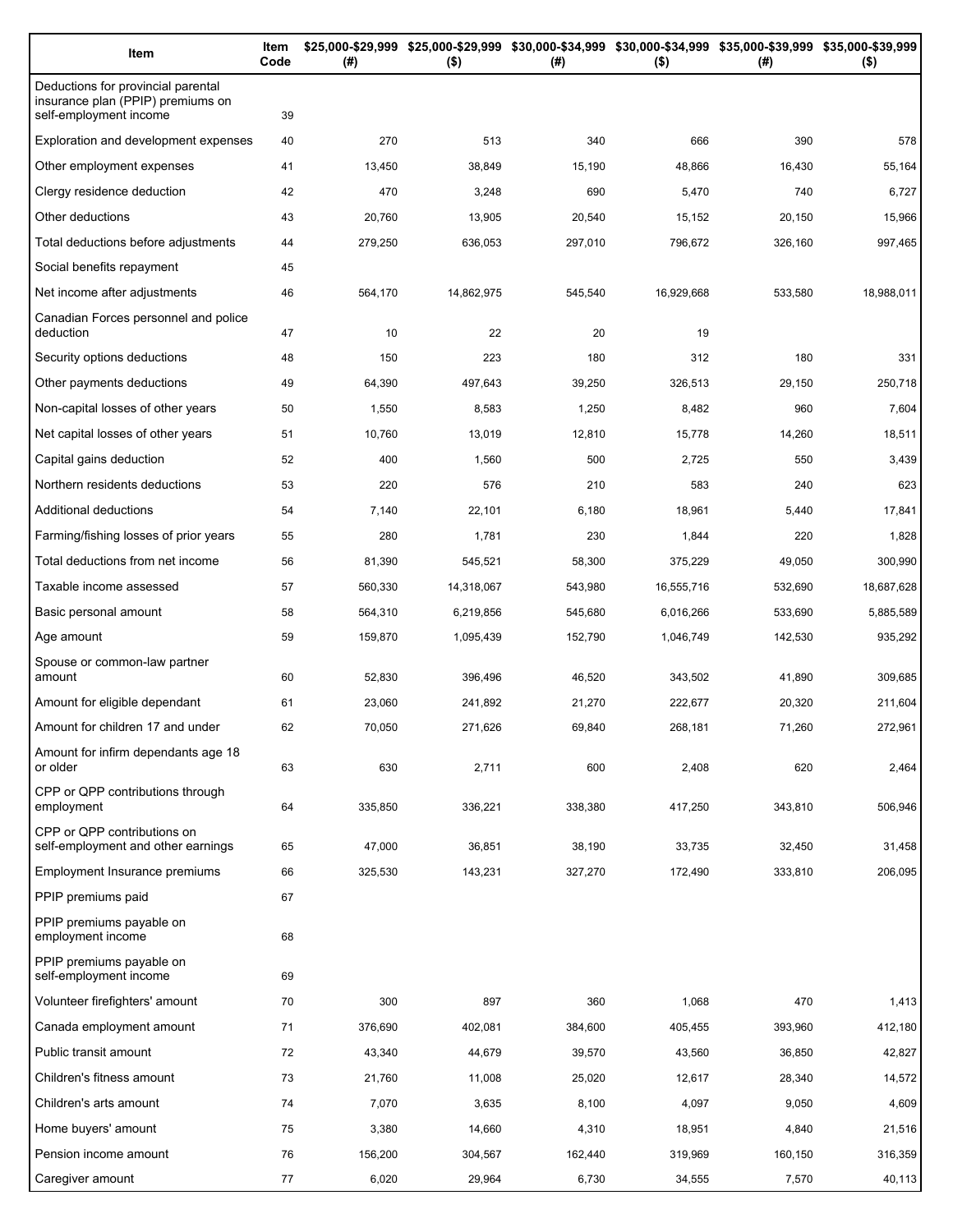| Item | Item Code | $25,000-$29,999 (#) | $25,000-$29,999 ($) | $30,000-$34,999 (#) | $30,000-$34,999 ($) | $35,000-$39,999 (#) | $35,000-$39,999 ($) |
|---|---|---|---|---|---|---|---|
| Deductions for provincial parental insurance plan (PPIP) premiums on self-employment income | 39 | | | | | | |
| Exploration and development expenses | 40 | 270 | 513 | 340 | 666 | 390 | 578 |
| Other employment expenses | 41 | 13,450 | 38,849 | 15,190 | 48,866 | 16,430 | 55,164 |
| Clergy residence deduction | 42 | 470 | 3,248 | 690 | 5,470 | 740 | 6,727 |
| Other deductions | 43 | 20,760 | 13,905 | 20,540 | 15,152 | 20,150 | 15,966 |
| Total deductions before adjustments | 44 | 279,250 | 636,053 | 297,010 | 796,672 | 326,160 | 997,465 |
| Social benefits repayment | 45 | | | | | | |
| Net income after adjustments | 46 | 564,170 | 14,862,975 | 545,540 | 16,929,668 | 533,580 | 18,988,011 |
| Canadian Forces personnel and police deduction | 47 | 10 | 22 | 20 | 19 | | |
| Security options deductions | 48 | 150 | 223 | 180 | 312 | 180 | 331 |
| Other payments deductions | 49 | 64,390 | 497,643 | 39,250 | 326,513 | 29,150 | 250,718 |
| Non-capital losses of other years | 50 | 1,550 | 8,583 | 1,250 | 8,482 | 960 | 7,604 |
| Net capital losses of other years | 51 | 10,760 | 13,019 | 12,810 | 15,778 | 14,260 | 18,511 |
| Capital gains deduction | 52 | 400 | 1,560 | 500 | 2,725 | 550 | 3,439 |
| Northern residents deductions | 53 | 220 | 576 | 210 | 583 | 240 | 623 |
| Additional deductions | 54 | 7,140 | 22,101 | 6,180 | 18,961 | 5,440 | 17,841 |
| Farming/fishing losses of prior years | 55 | 280 | 1,781 | 230 | 1,844 | 220 | 1,828 |
| Total deductions from net income | 56 | 81,390 | 545,521 | 58,300 | 375,229 | 49,050 | 300,990 |
| Taxable income assessed | 57 | 560,330 | 14,318,067 | 543,980 | 16,555,716 | 532,690 | 18,687,628 |
| Basic personal amount | 58 | 564,310 | 6,219,856 | 545,680 | 6,016,266 | 533,690 | 5,885,589 |
| Age amount | 59 | 159,870 | 1,095,439 | 152,790 | 1,046,749 | 142,530 | 935,292 |
| Spouse or common-law partner amount | 60 | 52,830 | 396,496 | 46,520 | 343,502 | 41,890 | 309,685 |
| Amount for eligible dependant | 61 | 23,060 | 241,892 | 21,270 | 222,677 | 20,320 | 211,604 |
| Amount for children 17 and under | 62 | 70,050 | 271,626 | 69,840 | 268,181 | 71,260 | 272,961 |
| Amount for infirm dependants age 18 or older | 63 | 630 | 2,711 | 600 | 2,408 | 620 | 2,464 |
| CPP or QPP contributions through employment | 64 | 335,850 | 336,221 | 338,380 | 417,250 | 343,810 | 506,946 |
| CPP or QPP contributions on self-employment and other earnings | 65 | 47,000 | 36,851 | 38,190 | 33,735 | 32,450 | 31,458 |
| Employment Insurance premiums | 66 | 325,530 | 143,231 | 327,270 | 172,490 | 333,810 | 206,095 |
| PPIP premiums paid | 67 | | | | | | |
| PPIP premiums payable on employment income | 68 | | | | | | |
| PPIP premiums payable on self-employment income | 69 | | | | | | |
| Volunteer firefighters' amount | 70 | 300 | 897 | 360 | 1,068 | 470 | 1,413 |
| Canada employment amount | 71 | 376,690 | 402,081 | 384,600 | 405,455 | 393,960 | 412,180 |
| Public transit amount | 72 | 43,340 | 44,679 | 39,570 | 43,560 | 36,850 | 42,827 |
| Children's fitness amount | 73 | 21,760 | 11,008 | 25,020 | 12,617 | 28,340 | 14,572 |
| Children's arts amount | 74 | 7,070 | 3,635 | 8,100 | 4,097 | 9,050 | 4,609 |
| Home buyers' amount | 75 | 3,380 | 14,660 | 4,310 | 18,951 | 4,840 | 21,516 |
| Pension income amount | 76 | 156,200 | 304,567 | 162,440 | 319,969 | 160,150 | 316,359 |
| Caregiver amount | 77 | 6,020 | 29,964 | 6,730 | 34,555 | 7,570 | 40,113 |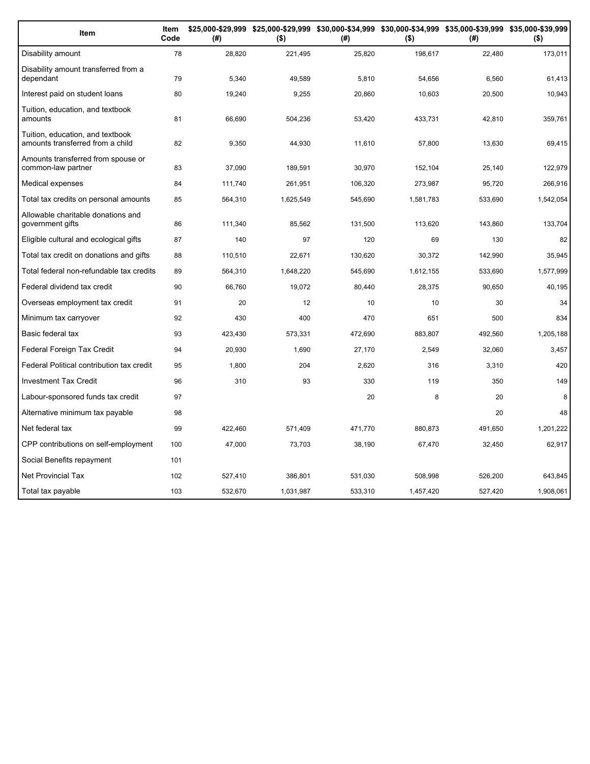| Item | Item Code | $25,000-$29,999 (#) | $25,000-$29,999 ($) | $30,000-$34,999 (#) | $30,000-$34,999 ($) | $35,000-$39,999 (#) | $35,000-$39,999 ($) |
|---|---|---|---|---|---|---|---|
| Disability amount | 78 | 28,820 | 221,495 | 25,820 | 198,617 | 22,480 | 173,011 |
| Disability amount transferred from a dependant | 79 | 5,340 | 49,589 | 5,810 | 54,656 | 6,560 | 61,413 |
| Interest paid on student loans | 80 | 19,240 | 9,255 | 20,860 | 10,603 | 20,500 | 10,943 |
| Tuition, education, and textbook amounts | 81 | 66,690 | 504,236 | 53,420 | 433,731 | 42,810 | 359,761 |
| Tuition, education, and textbook amounts transferred from a child | 82 | 9,350 | 44,930 | 11,610 | 57,800 | 13,630 | 69,415 |
| Amounts transferred from spouse or common-law partner | 83 | 37,090 | 189,591 | 30,970 | 152,104 | 25,140 | 122,979 |
| Medical expenses | 84 | 111,740 | 261,951 | 106,320 | 273,987 | 95,720 | 266,916 |
| Total tax credits on personal amounts | 85 | 564,310 | 1,625,549 | 545,690 | 1,581,783 | 533,690 | 1,542,054 |
| Allowable charitable donations and government gifts | 86 | 111,340 | 85,562 | 131,500 | 113,620 | 143,860 | 133,704 |
| Eligible cultural and ecological gifts | 87 | 140 | 97 | 120 | 69 | 130 | 82 |
| Total tax credit on donations and gifts | 88 | 110,510 | 22,671 | 130,620 | 30,372 | 142,990 | 35,945 |
| Total federal non-refundable tax credits | 89 | 564,310 | 1,648,220 | 545,690 | 1,612,155 | 533,690 | 1,577,999 |
| Federal dividend tax credit | 90 | 66,760 | 19,072 | 80,440 | 28,375 | 90,650 | 40,195 |
| Overseas employment tax credit | 91 | 20 | 12 | 10 | 10 | 30 | 34 |
| Minimum tax carryover | 92 | 430 | 400 | 470 | 651 | 500 | 834 |
| Basic federal tax | 93 | 423,430 | 573,331 | 472,690 | 883,807 | 492,560 | 1,205,188 |
| Federal Foreign Tax Credit | 94 | 20,930 | 1,690 | 27,170 | 2,549 | 32,060 | 3,457 |
| Federal Political contribution tax credit | 95 | 1,800 | 204 | 2,620 | 316 | 3,310 | 420 |
| Investment Tax Credit | 96 | 310 | 93 | 330 | 119 | 350 | 149 |
| Labour-sponsored funds tax credit | 97 | | | 20 | 8 | 20 | 8 |
| Alternative minimum tax payable | 98 | | | | | 20 | 48 |
| Net federal tax | 99 | 422,460 | 571,409 | 471,770 | 880,873 | 491,650 | 1,201,222 |
| CPP contributions on self-employment | 100 | 47,000 | 73,703 | 38,190 | 67,470 | 32,450 | 62,917 |
| Social Benefits repayment | 101 | | | | | | |
| Net Provincial Tax | 102 | 527,410 | 386,801 | 531,030 | 508,998 | 526,200 | 643,845 |
| Total tax payable | 103 | 532,670 | 1,031,987 | 533,310 | 1,457,420 | 527,420 | 1,908,061 |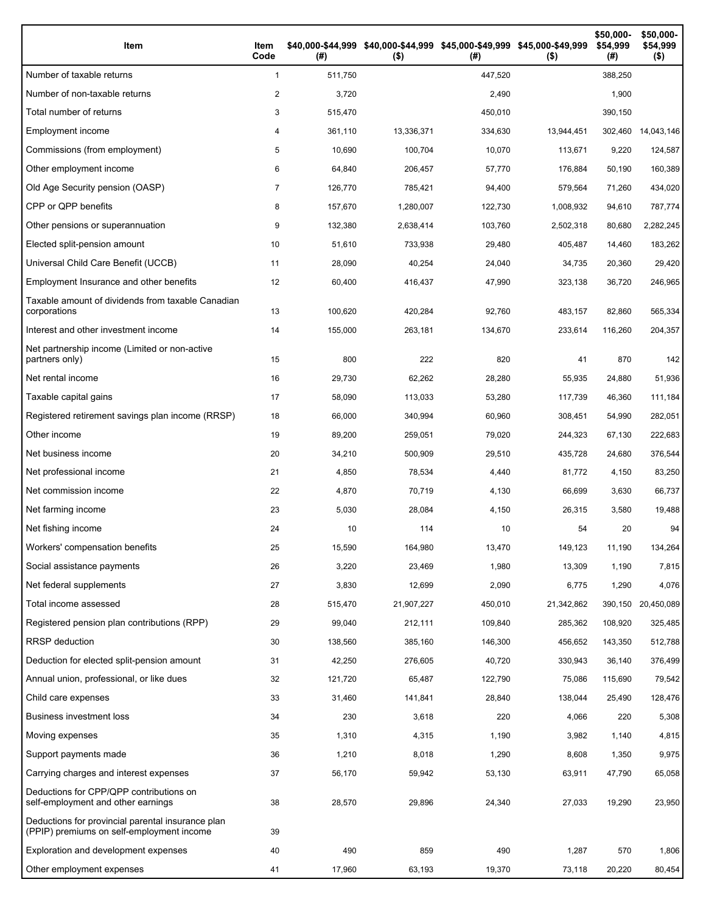| Item | Item Code | $40,000-$44,999 (#) | $40,000-$44,999 ($) | $45,000-$49,999 (#) | $45,000-$49,999 ($) | $50,000-$54,999 (#) | $50,000-$54,999 ($) |
|---|---|---|---|---|---|---|---|
| Number of taxable returns | 1 | 511,750 | | 447,520 | | 388,250 | |
| Number of non-taxable returns | 2 | 3,720 | | 2,490 | | 1,900 | |
| Total number of returns | 3 | 515,470 | | 450,010 | | 390,150 | |
| Employment income | 4 | 361,110 | 13,336,371 | 334,630 | 13,944,451 | 302,460 | 14,043,146 |
| Commissions (from employment) | 5 | 10,690 | 100,704 | 10,070 | 113,671 | 9,220 | 124,587 |
| Other employment income | 6 | 64,840 | 206,457 | 57,770 | 176,884 | 50,190 | 160,389 |
| Old Age Security pension (OASP) | 7 | 126,770 | 785,421 | 94,400 | 579,564 | 71,260 | 434,020 |
| CPP or QPP benefits | 8 | 157,670 | 1,280,007 | 122,730 | 1,008,932 | 94,610 | 787,774 |
| Other pensions or superannuation | 9 | 132,380 | 2,638,414 | 103,760 | 2,502,318 | 80,680 | 2,282,245 |
| Elected split-pension amount | 10 | 51,610 | 733,938 | 29,480 | 405,487 | 14,460 | 183,262 |
| Universal Child Care Benefit (UCCB) | 11 | 28,090 | 40,254 | 24,040 | 34,735 | 20,360 | 29,420 |
| Employment Insurance and other benefits | 12 | 60,400 | 416,437 | 47,990 | 323,138 | 36,720 | 246,965 |
| Taxable amount of dividends from taxable Canadian corporations | 13 | 100,620 | 420,284 | 92,760 | 483,157 | 82,860 | 565,334 |
| Interest and other investment income | 14 | 155,000 | 263,181 | 134,670 | 233,614 | 116,260 | 204,357 |
| Net partnership income (Limited or non-active partners only) | 15 | 800 | 222 | 820 | 41 | 870 | 142 |
| Net rental income | 16 | 29,730 | 62,262 | 28,280 | 55,935 | 24,880 | 51,936 |
| Taxable capital gains | 17 | 58,090 | 113,033 | 53,280 | 117,739 | 46,360 | 111,184 |
| Registered retirement savings plan income (RRSP) | 18 | 66,000 | 340,994 | 60,960 | 308,451 | 54,990 | 282,051 |
| Other income | 19 | 89,200 | 259,051 | 79,020 | 244,323 | 67,130 | 222,683 |
| Net business income | 20 | 34,210 | 500,909 | 29,510 | 435,728 | 24,680 | 376,544 |
| Net professional income | 21 | 4,850 | 78,534 | 4,440 | 81,772 | 4,150 | 83,250 |
| Net commission income | 22 | 4,870 | 70,719 | 4,130 | 66,699 | 3,630 | 66,737 |
| Net farming income | 23 | 5,030 | 28,084 | 4,150 | 26,315 | 3,580 | 19,488 |
| Net fishing income | 24 | 10 | 114 | 10 | 54 | 20 | 94 |
| Workers' compensation benefits | 25 | 15,590 | 164,980 | 13,470 | 149,123 | 11,190 | 134,264 |
| Social assistance payments | 26 | 3,220 | 23,469 | 1,980 | 13,309 | 1,190 | 7,815 |
| Net federal supplements | 27 | 3,830 | 12,699 | 2,090 | 6,775 | 1,290 | 4,076 |
| Total income assessed | 28 | 515,470 | 21,907,227 | 450,010 | 21,342,862 | 390,150 | 20,450,089 |
| Registered pension plan contributions (RPP) | 29 | 99,040 | 212,111 | 109,840 | 285,362 | 108,920 | 325,485 |
| RRSP deduction | 30 | 138,560 | 385,160 | 146,300 | 456,652 | 143,350 | 512,788 |
| Deduction for elected split-pension amount | 31 | 42,250 | 276,605 | 40,720 | 330,943 | 36,140 | 376,499 |
| Annual union, professional, or like dues | 32 | 121,720 | 65,487 | 122,790 | 75,086 | 115,690 | 79,542 |
| Child care expenses | 33 | 31,460 | 141,841 | 28,840 | 138,044 | 25,490 | 128,476 |
| Business investment loss | 34 | 230 | 3,618 | 220 | 4,066 | 220 | 5,308 |
| Moving expenses | 35 | 1,310 | 4,315 | 1,190 | 3,982 | 1,140 | 4,815 |
| Support payments made | 36 | 1,210 | 8,018 | 1,290 | 8,608 | 1,350 | 9,975 |
| Carrying charges and interest expenses | 37 | 56,170 | 59,942 | 53,130 | 63,911 | 47,790 | 65,058 |
| Deductions for CPP/QPP contributions on self-employment and other earnings | 38 | 28,570 | 29,896 | 24,340 | 27,033 | 19,290 | 23,950 |
| Deductions for provincial parental insurance plan (PPIP) premiums on self-employment income | 39 | | | | | | |
| Exploration and development expenses | 40 | 490 | 859 | 490 | 1,287 | 570 | 1,806 |
| Other employment expenses | 41 | 17,960 | 63,193 | 19,370 | 73,118 | 20,220 | 80,454 |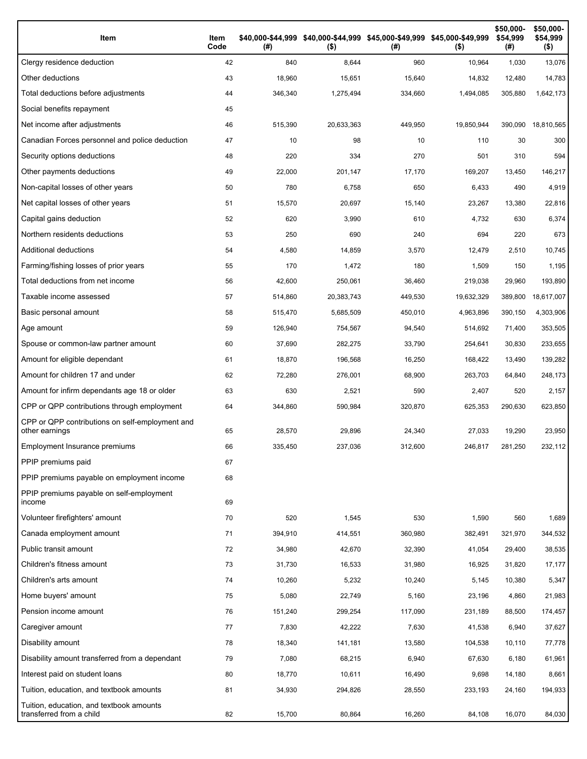| Item | Item Code | $40,000-$44,999 (#) | $40,000-$44,999 ($) | $45,000-$49,999 (#) | $45,000-$49,999 ($) | $50,000-$54,999 (#) | $50,000-$54,999 ($) |
|---|---|---|---|---|---|---|---|
| Clergy residence deduction | 42 | 840 | 8,644 | 960 | 10,964 | 1,030 | 13,076 |
| Other deductions | 43 | 18,960 | 15,651 | 15,640 | 14,832 | 12,480 | 14,783 |
| Total deductions before adjustments | 44 | 346,340 | 1,275,494 | 334,660 | 1,494,085 | 305,880 | 1,642,173 |
| Social benefits repayment | 45 | | | | | | |
| Net income after adjustments | 46 | 515,390 | 20,633,363 | 449,950 | 19,850,944 | 390,090 | 18,810,565 |
| Canadian Forces personnel and police deduction | 47 | 10 | 98 | 10 | 110 | 30 | 300 |
| Security options deductions | 48 | 220 | 334 | 270 | 501 | 310 | 594 |
| Other payments deductions | 49 | 22,000 | 201,147 | 17,170 | 169,207 | 13,450 | 146,217 |
| Non-capital losses of other years | 50 | 780 | 6,758 | 650 | 6,433 | 490 | 4,919 |
| Net capital losses of other years | 51 | 15,570 | 20,697 | 15,140 | 23,267 | 13,380 | 22,816 |
| Capital gains deduction | 52 | 620 | 3,990 | 610 | 4,732 | 630 | 6,374 |
| Northern residents deductions | 53 | 250 | 690 | 240 | 694 | 220 | 673 |
| Additional deductions | 54 | 4,580 | 14,859 | 3,570 | 12,479 | 2,510 | 10,745 |
| Farming/fishing losses of prior years | 55 | 170 | 1,472 | 180 | 1,509 | 150 | 1,195 |
| Total deductions from net income | 56 | 42,600 | 250,061 | 36,460 | 219,038 | 29,960 | 193,890 |
| Taxable income assessed | 57 | 514,860 | 20,383,743 | 449,530 | 19,632,329 | 389,800 | 18,617,007 |
| Basic personal amount | 58 | 515,470 | 5,685,509 | 450,010 | 4,963,896 | 390,150 | 4,303,906 |
| Age amount | 59 | 126,940 | 754,567 | 94,540 | 514,692 | 71,400 | 353,505 |
| Spouse or common-law partner amount | 60 | 37,690 | 282,275 | 33,790 | 254,641 | 30,830 | 233,655 |
| Amount for eligible dependant | 61 | 18,870 | 196,568 | 16,250 | 168,422 | 13,490 | 139,282 |
| Amount for children 17 and under | 62 | 72,280 | 276,001 | 68,900 | 263,703 | 64,840 | 248,173 |
| Amount for infirm dependants age 18 or older | 63 | 630 | 2,521 | 590 | 2,407 | 520 | 2,157 |
| CPP or QPP contributions through employment | 64 | 344,860 | 590,984 | 320,870 | 625,353 | 290,630 | 623,850 |
| CPP or QPP contributions on self-employment and other earnings | 65 | 28,570 | 29,896 | 24,340 | 27,033 | 19,290 | 23,950 |
| Employment Insurance premiums | 66 | 335,450 | 237,036 | 312,600 | 246,817 | 281,250 | 232,112 |
| PPIP premiums paid | 67 | | | | | | |
| PPIP premiums payable on employment income | 68 | | | | | | |
| PPIP premiums payable on self-employment income | 69 | | | | | | |
| Volunteer firefighters' amount | 70 | 520 | 1,545 | 530 | 1,590 | 560 | 1,689 |
| Canada employment amount | 71 | 394,910 | 414,551 | 360,980 | 382,491 | 321,970 | 344,532 |
| Public transit amount | 72 | 34,980 | 42,670 | 32,390 | 41,054 | 29,400 | 38,535 |
| Children's fitness amount | 73 | 31,730 | 16,533 | 31,980 | 16,925 | 31,820 | 17,177 |
| Children's arts amount | 74 | 10,260 | 5,232 | 10,240 | 5,145 | 10,380 | 5,347 |
| Home buyers' amount | 75 | 5,080 | 22,749 | 5,160 | 23,196 | 4,860 | 21,983 |
| Pension income amount | 76 | 151,240 | 299,254 | 117,090 | 231,189 | 88,500 | 174,457 |
| Caregiver amount | 77 | 7,830 | 42,222 | 7,630 | 41,538 | 6,940 | 37,627 |
| Disability amount | 78 | 18,340 | 141,181 | 13,580 | 104,538 | 10,110 | 77,778 |
| Disability amount transferred from a dependant | 79 | 7,080 | 68,215 | 6,940 | 67,630 | 6,180 | 61,961 |
| Interest paid on student loans | 80 | 18,770 | 10,611 | 16,490 | 9,698 | 14,180 | 8,661 |
| Tuition, education, and textbook amounts | 81 | 34,930 | 294,826 | 28,550 | 233,193 | 24,160 | 194,933 |
| Tuition, education, and textbook amounts transferred from a child | 82 | 15,700 | 80,864 | 16,260 | 84,108 | 16,070 | 84,030 |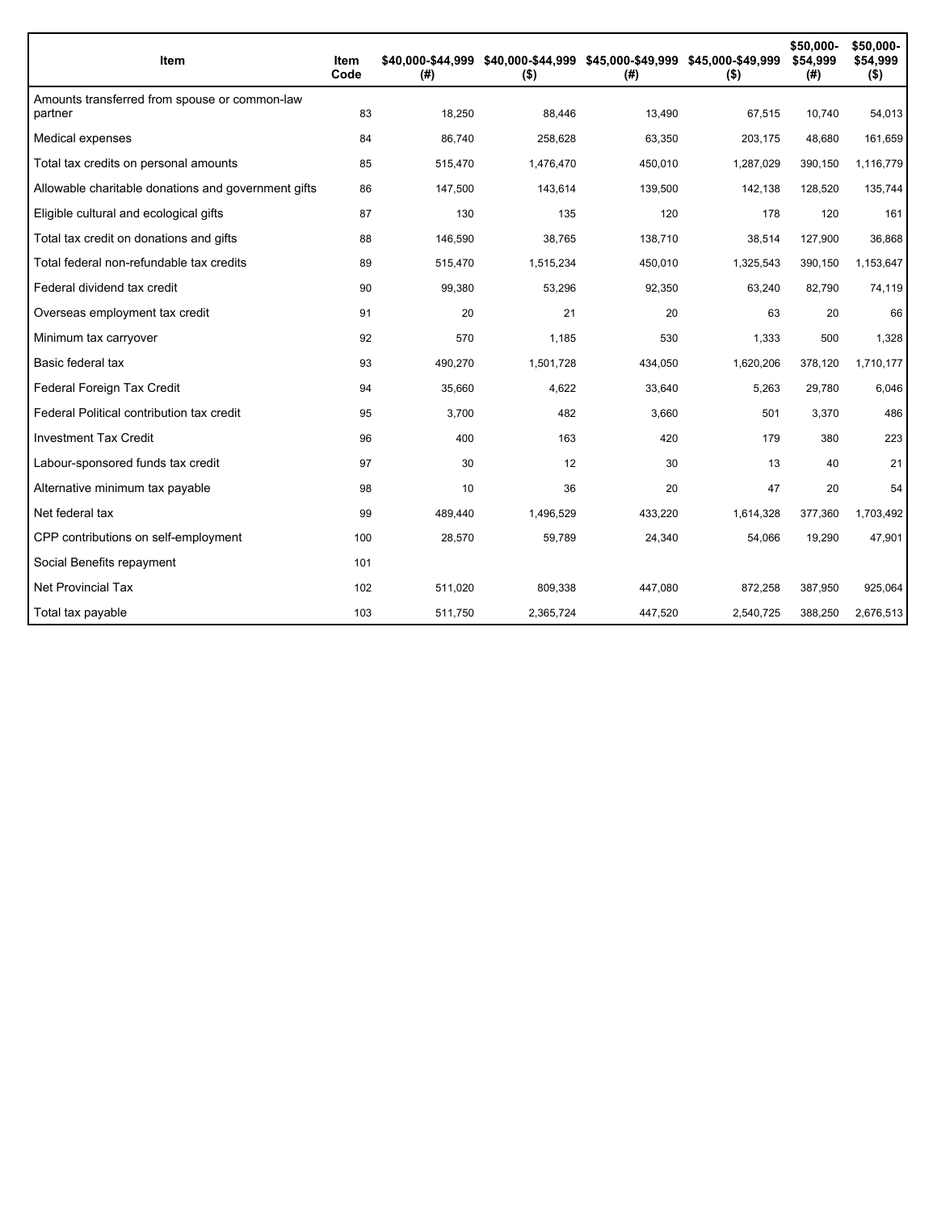| Item | Item Code | $40,000-$44,999 (#) | $40,000-$44,999 ($) | $45,000-$49,999 (#) | $45,000-$49,999 ($) | $50,000-$54,999 (#) | $50,000-$54,999 ($) |
|---|---|---|---|---|---|---|---|
| Amounts transferred from spouse or common-law partner | 83 | 18,250 | 88,446 | 13,490 | 67,515 | 10,740 | 54,013 |
| Medical expenses | 84 | 86,740 | 258,628 | 63,350 | 203,175 | 48,680 | 161,659 |
| Total tax credits on personal amounts | 85 | 515,470 | 1,476,470 | 450,010 | 1,287,029 | 390,150 | 1,116,779 |
| Allowable charitable donations and government gifts | 86 | 147,500 | 143,614 | 139,500 | 142,138 | 128,520 | 135,744 |
| Eligible cultural and ecological gifts | 87 | 130 | 135 | 120 | 178 | 120 | 161 |
| Total tax credit on donations and gifts | 88 | 146,590 | 38,765 | 138,710 | 38,514 | 127,900 | 36,868 |
| Total federal non-refundable tax credits | 89 | 515,470 | 1,515,234 | 450,010 | 1,325,543 | 390,150 | 1,153,647 |
| Federal dividend tax credit | 90 | 99,380 | 53,296 | 92,350 | 63,240 | 82,790 | 74,119 |
| Overseas employment tax credit | 91 | 20 | 21 | 20 | 63 | 20 | 66 |
| Minimum tax carryover | 92 | 570 | 1,185 | 530 | 1,333 | 500 | 1,328 |
| Basic federal tax | 93 | 490,270 | 1,501,728 | 434,050 | 1,620,206 | 378,120 | 1,710,177 |
| Federal Foreign Tax Credit | 94 | 35,660 | 4,622 | 33,640 | 5,263 | 29,780 | 6,046 |
| Federal Political contribution tax credit | 95 | 3,700 | 482 | 3,660 | 501 | 3,370 | 486 |
| Investment Tax Credit | 96 | 400 | 163 | 420 | 179 | 380 | 223 |
| Labour-sponsored funds tax credit | 97 | 30 | 12 | 30 | 13 | 40 | 21 |
| Alternative minimum tax payable | 98 | 10 | 36 | 20 | 47 | 20 | 54 |
| Net federal tax | 99 | 489,440 | 1,496,529 | 433,220 | 1,614,328 | 377,360 | 1,703,492 |
| CPP contributions on self-employment | 100 | 28,570 | 59,789 | 24,340 | 54,066 | 19,290 | 47,901 |
| Social Benefits repayment | 101 | | | | | | |
| Net Provincial Tax | 102 | 511,020 | 809,338 | 447,080 | 872,258 | 387,950 | 925,064 |
| Total tax payable | 103 | 511,750 | 2,365,724 | 447,520 | 2,540,725 | 388,250 | 2,676,513 |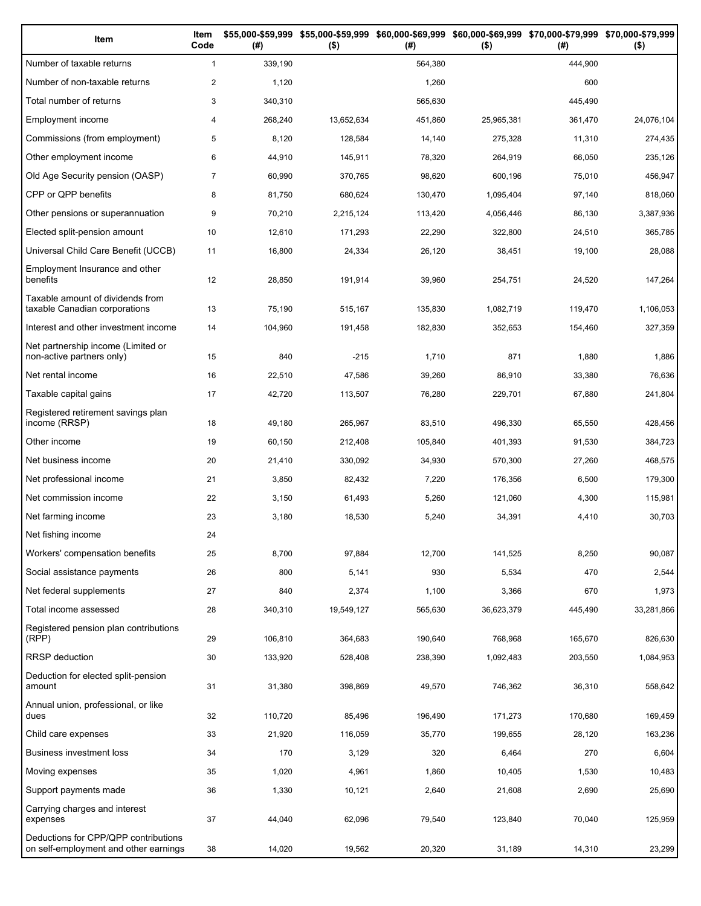| Item | Item Code | $55,000-$59,999 (#) | $55,000-$59,999 ($) | $60,000-$69,999 (#) | $60,000-$69,999 ($) | $70,000-$79,999 (#) | $70,000-$79,999 ($) |
|---|---|---|---|---|---|---|---|
| Number of taxable returns | 1 | 339,190 | | 564,380 | | 444,900 | |
| Number of non-taxable returns | 2 | 1,120 | | 1,260 | | 600 | |
| Total number of returns | 3 | 340,310 | | 565,630 | | 445,490 | |
| Employment income | 4 | 268,240 | 13,652,634 | 451,860 | 25,965,381 | 361,470 | 24,076,104 |
| Commissions (from employment) | 5 | 8,120 | 128,584 | 14,140 | 275,328 | 11,310 | 274,435 |
| Other employment income | 6 | 44,910 | 145,911 | 78,320 | 264,919 | 66,050 | 235,126 |
| Old Age Security pension (OASP) | 7 | 60,990 | 370,765 | 98,620 | 600,196 | 75,010 | 456,947 |
| CPP or QPP benefits | 8 | 81,750 | 680,624 | 130,470 | 1,095,404 | 97,140 | 818,060 |
| Other pensions or superannuation | 9 | 70,210 | 2,215,124 | 113,420 | 4,056,446 | 86,130 | 3,387,936 |
| Elected split-pension amount | 10 | 12,610 | 171,293 | 22,290 | 322,800 | 24,510 | 365,785 |
| Universal Child Care Benefit (UCCB) | 11 | 16,800 | 24,334 | 26,120 | 38,451 | 19,100 | 28,088 |
| Employment Insurance and other benefits | 12 | 28,850 | 191,914 | 39,960 | 254,751 | 24,520 | 147,264 |
| Taxable amount of dividends from taxable Canadian corporations | 13 | 75,190 | 515,167 | 135,830 | 1,082,719 | 119,470 | 1,106,053 |
| Interest and other investment income | 14 | 104,960 | 191,458 | 182,830 | 352,653 | 154,460 | 327,359 |
| Net partnership income (Limited or non-active partners only) | 15 | 840 | -215 | 1,710 | 871 | 1,880 | 1,886 |
| Net rental income | 16 | 22,510 | 47,586 | 39,260 | 86,910 | 33,380 | 76,636 |
| Taxable capital gains | 17 | 42,720 | 113,507 | 76,280 | 229,701 | 67,880 | 241,804 |
| Registered retirement savings plan income (RRSP) | 18 | 49,180 | 265,967 | 83,510 | 496,330 | 65,550 | 428,456 |
| Other income | 19 | 60,150 | 212,408 | 105,840 | 401,393 | 91,530 | 384,723 |
| Net business income | 20 | 21,410 | 330,092 | 34,930 | 570,300 | 27,260 | 468,575 |
| Net professional income | 21 | 3,850 | 82,432 | 7,220 | 176,356 | 6,500 | 179,300 |
| Net commission income | 22 | 3,150 | 61,493 | 5,260 | 121,060 | 4,300 | 115,981 |
| Net farming income | 23 | 3,180 | 18,530 | 5,240 | 34,391 | 4,410 | 30,703 |
| Net fishing income | 24 | | | | | | |
| Workers' compensation benefits | 25 | 8,700 | 97,884 | 12,700 | 141,525 | 8,250 | 90,087 |
| Social assistance payments | 26 | 800 | 5,141 | 930 | 5,534 | 470 | 2,544 |
| Net federal supplements | 27 | 840 | 2,374 | 1,100 | 3,366 | 670 | 1,973 |
| Total income assessed | 28 | 340,310 | 19,549,127 | 565,630 | 36,623,379 | 445,490 | 33,281,866 |
| Registered pension plan contributions (RPP) | 29 | 106,810 | 364,683 | 190,640 | 768,968 | 165,670 | 826,630 |
| RRSP deduction | 30 | 133,920 | 528,408 | 238,390 | 1,092,483 | 203,550 | 1,084,953 |
| Deduction for elected split-pension amount | 31 | 31,380 | 398,869 | 49,570 | 746,362 | 36,310 | 558,642 |
| Annual union, professional, or like dues | 32 | 110,720 | 85,496 | 196,490 | 171,273 | 170,680 | 169,459 |
| Child care expenses | 33 | 21,920 | 116,059 | 35,770 | 199,655 | 28,120 | 163,236 |
| Business investment loss | 34 | 170 | 3,129 | 320 | 6,464 | 270 | 6,604 |
| Moving expenses | 35 | 1,020 | 4,961 | 1,860 | 10,405 | 1,530 | 10,483 |
| Support payments made | 36 | 1,330 | 10,121 | 2,640 | 21,608 | 2,690 | 25,690 |
| Carrying charges and interest expenses | 37 | 44,040 | 62,096 | 79,540 | 123,840 | 70,040 | 125,959 |
| Deductions for CPP/QPP contributions on self-employment and other earnings | 38 | 14,020 | 19,562 | 20,320 | 31,189 | 14,310 | 23,299 |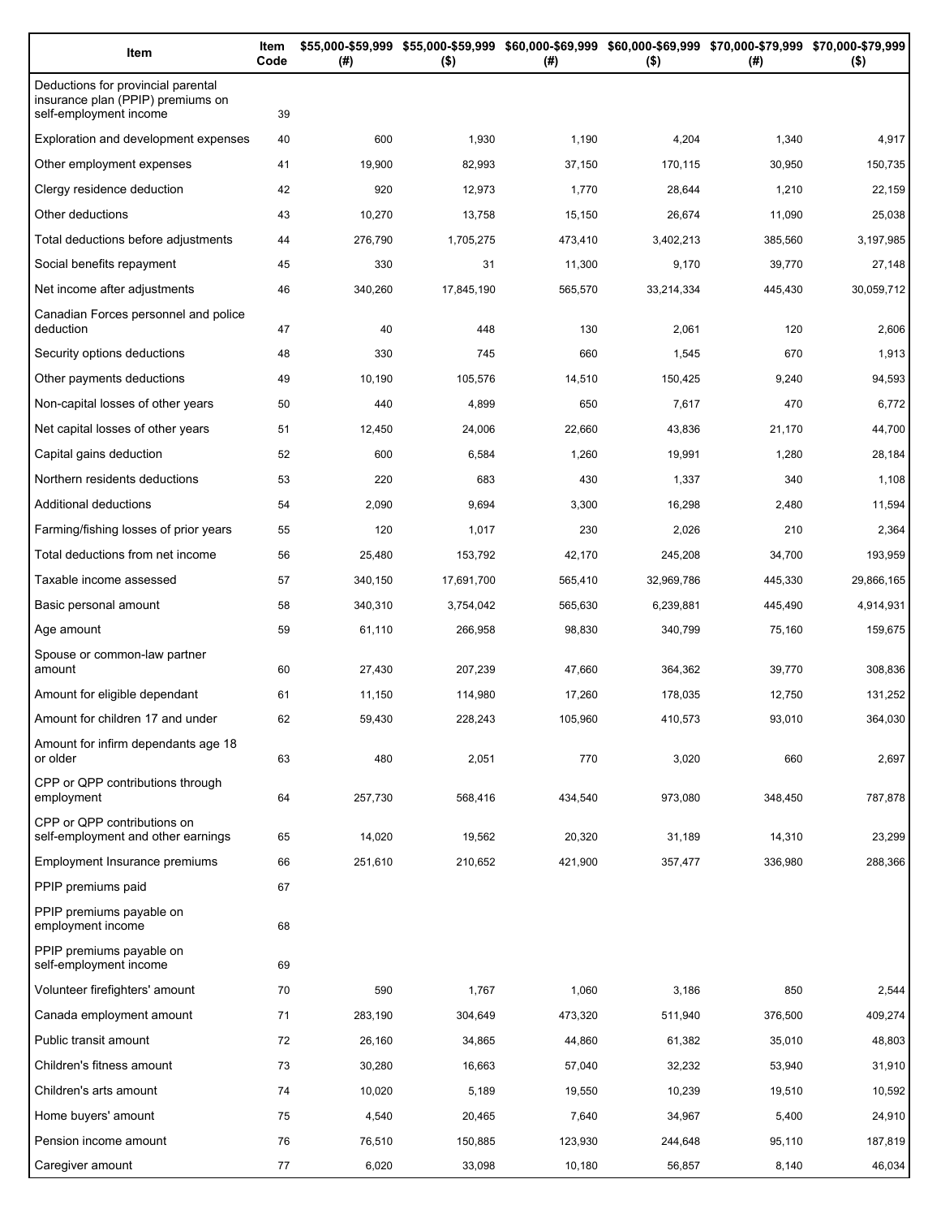| Item | Item Code | $55,000-$59,999 (#) | $55,000-$59,999 ($) | $60,000-$69,999 (#) | $60,000-$69,999 ($) | $70,000-$79,999 (#) | $70,000-$79,999 ($) |
|---|---|---|---|---|---|---|---|
| Deductions for provincial parental insurance plan (PPIP) premiums on self-employment income | 39 | | | | | | |
| Exploration and development expenses | 40 | 600 | 1,930 | 1,190 | 4,204 | 1,340 | 4,917 |
| Other employment expenses | 41 | 19,900 | 82,993 | 37,150 | 170,115 | 30,950 | 150,735 |
| Clergy residence deduction | 42 | 920 | 12,973 | 1,770 | 28,644 | 1,210 | 22,159 |
| Other deductions | 43 | 10,270 | 13,758 | 15,150 | 26,674 | 11,090 | 25,038 |
| Total deductions before adjustments | 44 | 276,790 | 1,705,275 | 473,410 | 3,402,213 | 385,560 | 3,197,985 |
| Social benefits repayment | 45 | 330 | 31 | 11,300 | 9,170 | 39,770 | 27,148 |
| Net income after adjustments | 46 | 340,260 | 17,845,190 | 565,570 | 33,214,334 | 445,430 | 30,059,712 |
| Canadian Forces personnel and police deduction | 47 | 40 | 448 | 130 | 2,061 | 120 | 2,606 |
| Security options deductions | 48 | 330 | 745 | 660 | 1,545 | 670 | 1,913 |
| Other payments deductions | 49 | 10,190 | 105,576 | 14,510 | 150,425 | 9,240 | 94,593 |
| Non-capital losses of other years | 50 | 440 | 4,899 | 650 | 7,617 | 470 | 6,772 |
| Net capital losses of other years | 51 | 12,450 | 24,006 | 22,660 | 43,836 | 21,170 | 44,700 |
| Capital gains deduction | 52 | 600 | 6,584 | 1,260 | 19,991 | 1,280 | 28,184 |
| Northern residents deductions | 53 | 220 | 683 | 430 | 1,337 | 340 | 1,108 |
| Additional deductions | 54 | 2,090 | 9,694 | 3,300 | 16,298 | 2,480 | 11,594 |
| Farming/fishing losses of prior years | 55 | 120 | 1,017 | 230 | 2,026 | 210 | 2,364 |
| Total deductions from net income | 56 | 25,480 | 153,792 | 42,170 | 245,208 | 34,700 | 193,959 |
| Taxable income assessed | 57 | 340,150 | 17,691,700 | 565,410 | 32,969,786 | 445,330 | 29,866,165 |
| Basic personal amount | 58 | 340,310 | 3,754,042 | 565,630 | 6,239,881 | 445,490 | 4,914,931 |
| Age amount | 59 | 61,110 | 266,958 | 98,830 | 340,799 | 75,160 | 159,675 |
| Spouse or common-law partner amount | 60 | 27,430 | 207,239 | 47,660 | 364,362 | 39,770 | 308,836 |
| Amount for eligible dependant | 61 | 11,150 | 114,980 | 17,260 | 178,035 | 12,750 | 131,252 |
| Amount for children 17 and under | 62 | 59,430 | 228,243 | 105,960 | 410,573 | 93,010 | 364,030 |
| Amount for infirm dependants age 18 or older | 63 | 480 | 2,051 | 770 | 3,020 | 660 | 2,697 |
| CPP or QPP contributions through employment | 64 | 257,730 | 568,416 | 434,540 | 973,080 | 348,450 | 787,878 |
| CPP or QPP contributions on self-employment and other earnings | 65 | 14,020 | 19,562 | 20,320 | 31,189 | 14,310 | 23,299 |
| Employment Insurance premiums | 66 | 251,610 | 210,652 | 421,900 | 357,477 | 336,980 | 288,366 |
| PPIP premiums paid | 67 | | | | | | |
| PPIP premiums payable on employment income | 68 | | | | | | |
| PPIP premiums payable on self-employment income | 69 | | | | | | |
| Volunteer firefighters' amount | 70 | 590 | 1,767 | 1,060 | 3,186 | 850 | 2,544 |
| Canada employment amount | 71 | 283,190 | 304,649 | 473,320 | 511,940 | 376,500 | 409,274 |
| Public transit amount | 72 | 26,160 | 34,865 | 44,860 | 61,382 | 35,010 | 48,803 |
| Children's fitness amount | 73 | 30,280 | 16,663 | 57,040 | 32,232 | 53,940 | 31,910 |
| Children's arts amount | 74 | 10,020 | 5,189 | 19,550 | 10,239 | 19,510 | 10,592 |
| Home buyers' amount | 75 | 4,540 | 20,465 | 7,640 | 34,967 | 5,400 | 24,910 |
| Pension income amount | 76 | 76,510 | 150,885 | 123,930 | 244,648 | 95,110 | 187,819 |
| Caregiver amount | 77 | 6,020 | 33,098 | 10,180 | 56,857 | 8,140 | 46,034 |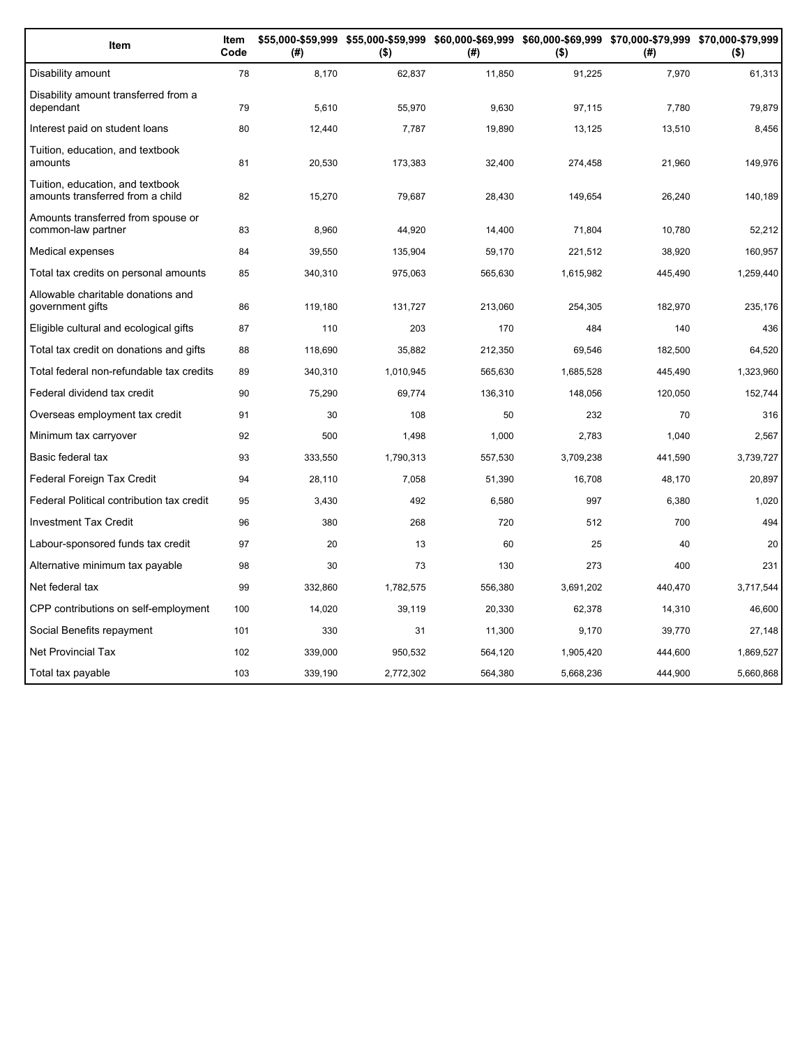| Item | Item Code | $55,000-$59,999 (#) | $55,000-$59,999 ($) | $60,000-$69,999 (#) | $60,000-$69,999 ($) | $70,000-$79,999 (#) | $70,000-$79,999 ($) |
|---|---|---|---|---|---|---|---|
| Disability amount | 78 | 8,170 | 62,837 | 11,850 | 91,225 | 7,970 | 61,313 |
| Disability amount transferred from a dependant | 79 | 5,610 | 55,970 | 9,630 | 97,115 | 7,780 | 79,879 |
| Interest paid on student loans | 80 | 12,440 | 7,787 | 19,890 | 13,125 | 13,510 | 8,456 |
| Tuition, education, and textbook amounts | 81 | 20,530 | 173,383 | 32,400 | 274,458 | 21,960 | 149,976 |
| Tuition, education, and textbook amounts transferred from a child | 82 | 15,270 | 79,687 | 28,430 | 149,654 | 26,240 | 140,189 |
| Amounts transferred from spouse or common-law partner | 83 | 8,960 | 44,920 | 14,400 | 71,804 | 10,780 | 52,212 |
| Medical expenses | 84 | 39,550 | 135,904 | 59,170 | 221,512 | 38,920 | 160,957 |
| Total tax credits on personal amounts | 85 | 340,310 | 975,063 | 565,630 | 1,615,982 | 445,490 | 1,259,440 |
| Allowable charitable donations and government gifts | 86 | 119,180 | 131,727 | 213,060 | 254,305 | 182,970 | 235,176 |
| Eligible cultural and ecological gifts | 87 | 110 | 203 | 170 | 484 | 140 | 436 |
| Total tax credit on donations and gifts | 88 | 118,690 | 35,882 | 212,350 | 69,546 | 182,500 | 64,520 |
| Total federal non-refundable tax credits | 89 | 340,310 | 1,010,945 | 565,630 | 1,685,528 | 445,490 | 1,323,960 |
| Federal dividend tax credit | 90 | 75,290 | 69,774 | 136,310 | 148,056 | 120,050 | 152,744 |
| Overseas employment tax credit | 91 | 30 | 108 | 50 | 232 | 70 | 316 |
| Minimum tax carryover | 92 | 500 | 1,498 | 1,000 | 2,783 | 1,040 | 2,567 |
| Basic federal tax | 93 | 333,550 | 1,790,313 | 557,530 | 3,709,238 | 441,590 | 3,739,727 |
| Federal Foreign Tax Credit | 94 | 28,110 | 7,058 | 51,390 | 16,708 | 48,170 | 20,897 |
| Federal Political contribution tax credit | 95 | 3,430 | 492 | 6,580 | 997 | 6,380 | 1,020 |
| Investment Tax Credit | 96 | 380 | 268 | 720 | 512 | 700 | 494 |
| Labour-sponsored funds tax credit | 97 | 20 | 13 | 60 | 25 | 40 | 20 |
| Alternative minimum tax payable | 98 | 30 | 73 | 130 | 273 | 400 | 231 |
| Net federal tax | 99 | 332,860 | 1,782,575 | 556,380 | 3,691,202 | 440,470 | 3,717,544 |
| CPP contributions on self-employment | 100 | 14,020 | 39,119 | 20,330 | 62,378 | 14,310 | 46,600 |
| Social Benefits repayment | 101 | 330 | 31 | 11,300 | 9,170 | 39,770 | 27,148 |
| Net Provincial Tax | 102 | 339,000 | 950,532 | 564,120 | 1,905,420 | 444,600 | 1,869,527 |
| Total tax payable | 103 | 339,190 | 2,772,302 | 564,380 | 5,668,236 | 444,900 | 5,660,868 |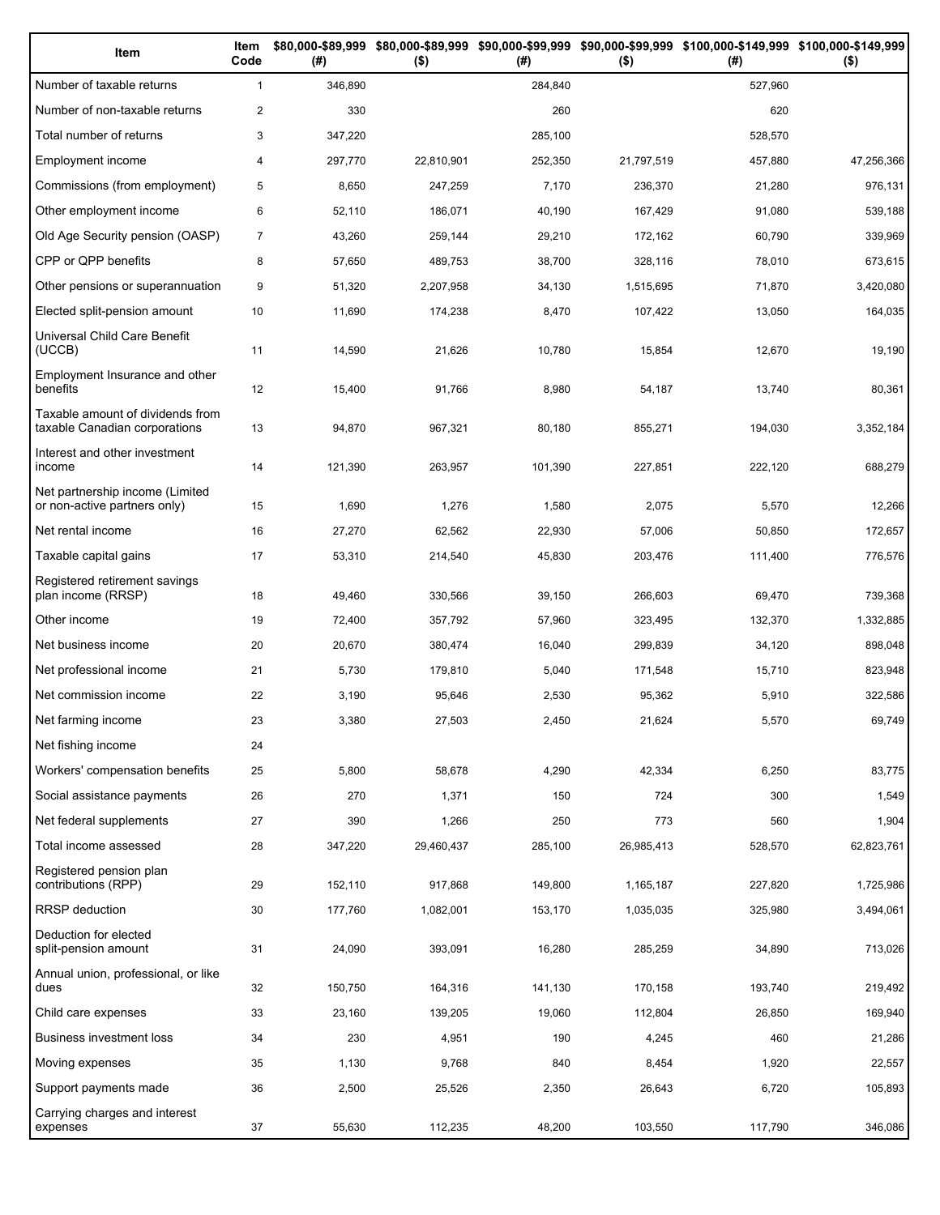| Item | Item Code | $80,000-$89,999 (#) | $80,000-$89,999 ($) | $90,000-$99,999 (#) | $90,000-$99,999 ($) | $100,000-$149,999 (#) | $100,000-$149,999 ($) |
|---|---|---|---|---|---|---|---|
| Number of taxable returns | 1 | 346,890 | | 284,840 | | 527,960 | |
| Number of non-taxable returns | 2 | 330 | | 260 | | 620 | |
| Total number of returns | 3 | 347,220 | | 285,100 | | 528,570 | |
| Employment income | 4 | 297,770 | 22,810,901 | 252,350 | 21,797,519 | 457,880 | 47,256,366 |
| Commissions (from employment) | 5 | 8,650 | 247,259 | 7,170 | 236,370 | 21,280 | 976,131 |
| Other employment income | 6 | 52,110 | 186,071 | 40,190 | 167,429 | 91,080 | 539,188 |
| Old Age Security pension (OASP) | 7 | 43,260 | 259,144 | 29,210 | 172,162 | 60,790 | 339,969 |
| CPP or QPP benefits | 8 | 57,650 | 489,753 | 38,700 | 328,116 | 78,010 | 673,615 |
| Other pensions or superannuation | 9 | 51,320 | 2,207,958 | 34,130 | 1,515,695 | 71,870 | 3,420,080 |
| Elected split-pension amount | 10 | 11,690 | 174,238 | 8,470 | 107,422 | 13,050 | 164,035 |
| Universal Child Care Benefit (UCCB) | 11 | 14,590 | 21,626 | 10,780 | 15,854 | 12,670 | 19,190 |
| Employment Insurance and other benefits | 12 | 15,400 | 91,766 | 8,980 | 54,187 | 13,740 | 80,361 |
| Taxable amount of dividends from taxable Canadian corporations | 13 | 94,870 | 967,321 | 80,180 | 855,271 | 194,030 | 3,352,184 |
| Interest and other investment income | 14 | 121,390 | 263,957 | 101,390 | 227,851 | 222,120 | 688,279 |
| Net partnership income (Limited or non-active partners only) | 15 | 1,690 | 1,276 | 1,580 | 2,075 | 5,570 | 12,266 |
| Net rental income | 16 | 27,270 | 62,562 | 22,930 | 57,006 | 50,850 | 172,657 |
| Taxable capital gains | 17 | 53,310 | 214,540 | 45,830 | 203,476 | 111,400 | 776,576 |
| Registered retirement savings plan income (RRSP) | 18 | 49,460 | 330,566 | 39,150 | 266,603 | 69,470 | 739,368 |
| Other income | 19 | 72,400 | 357,792 | 57,960 | 323,495 | 132,370 | 1,332,885 |
| Net business income | 20 | 20,670 | 380,474 | 16,040 | 299,839 | 34,120 | 898,048 |
| Net professional income | 21 | 5,730 | 179,810 | 5,040 | 171,548 | 15,710 | 823,948 |
| Net commission income | 22 | 3,190 | 95,646 | 2,530 | 95,362 | 5,910 | 322,586 |
| Net farming income | 23 | 3,380 | 27,503 | 2,450 | 21,624 | 5,570 | 69,749 |
| Net fishing income | 24 | | | | | | |
| Workers' compensation benefits | 25 | 5,800 | 58,678 | 4,290 | 42,334 | 6,250 | 83,775 |
| Social assistance payments | 26 | 270 | 1,371 | 150 | 724 | 300 | 1,549 |
| Net federal supplements | 27 | 390 | 1,266 | 250 | 773 | 560 | 1,904 |
| Total income assessed | 28 | 347,220 | 29,460,437 | 285,100 | 26,985,413 | 528,570 | 62,823,761 |
| Registered pension plan contributions (RPP) | 29 | 152,110 | 917,868 | 149,800 | 1,165,187 | 227,820 | 1,725,986 |
| RRSP deduction | 30 | 177,760 | 1,082,001 | 153,170 | 1,035,035 | 325,980 | 3,494,061 |
| Deduction for elected split-pension amount | 31 | 24,090 | 393,091 | 16,280 | 285,259 | 34,890 | 713,026 |
| Annual union, professional, or like dues | 32 | 150,750 | 164,316 | 141,130 | 170,158 | 193,740 | 219,492 |
| Child care expenses | 33 | 23,160 | 139,205 | 19,060 | 112,804 | 26,850 | 169,940 |
| Business investment loss | 34 | 230 | 4,951 | 190 | 4,245 | 460 | 21,286 |
| Moving expenses | 35 | 1,130 | 9,768 | 840 | 8,454 | 1,920 | 22,557 |
| Support payments made | 36 | 2,500 | 25,526 | 2,350 | 26,643 | 6,720 | 105,893 |
| Carrying charges and interest expenses | 37 | 55,630 | 112,235 | 48,200 | 103,550 | 117,790 | 346,086 |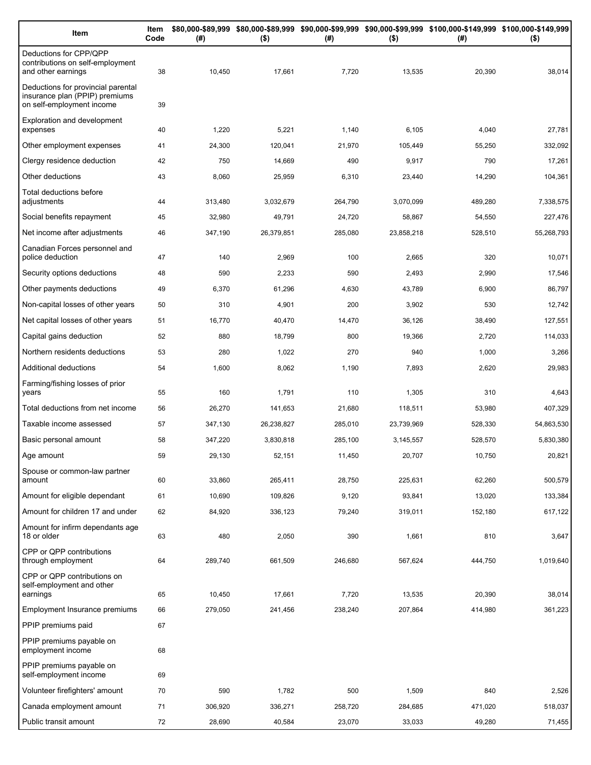| Item | Item Code | $80,000-$89,999 (#) | $80,000-$89,999 ($) | $90,000-$99,999 (#) | $90,000-$99,999 ($) | $100,000-$149,999 (#) | $100,000-$149,999 ($) |
|---|---|---|---|---|---|---|---|
| Deductions for CPP/QPP contributions on self-employment and other earnings | 38 | 10,450 | 17,661 | 7,720 | 13,535 | 20,390 | 38,014 |
| Deductions for provincial parental insurance plan (PPIP) premiums on self-employment income | 39 | | | | | | |
| Exploration and development expenses | 40 | 1,220 | 5,221 | 1,140 | 6,105 | 4,040 | 27,781 |
| Other employment expenses | 41 | 24,300 | 120,041 | 21,970 | 105,449 | 55,250 | 332,092 |
| Clergy residence deduction | 42 | 750 | 14,669 | 490 | 9,917 | 790 | 17,261 |
| Other deductions | 43 | 8,060 | 25,959 | 6,310 | 23,440 | 14,290 | 104,361 |
| Total deductions before adjustments | 44 | 313,480 | 3,032,679 | 264,790 | 3,070,099 | 489,280 | 7,338,575 |
| Social benefits repayment | 45 | 32,980 | 49,791 | 24,720 | 58,867 | 54,550 | 227,476 |
| Net income after adjustments | 46 | 347,190 | 26,379,851 | 285,080 | 23,858,218 | 528,510 | 55,268,793 |
| Canadian Forces personnel and police deduction | 47 | 140 | 2,969 | 100 | 2,665 | 320 | 10,071 |
| Security options deductions | 48 | 590 | 2,233 | 590 | 2,493 | 2,990 | 17,546 |
| Other payments deductions | 49 | 6,370 | 61,296 | 4,630 | 43,789 | 6,900 | 86,797 |
| Non-capital losses of other years | 50 | 310 | 4,901 | 200 | 3,902 | 530 | 12,742 |
| Net capital losses of other years | 51 | 16,770 | 40,470 | 14,470 | 36,126 | 38,490 | 127,551 |
| Capital gains deduction | 52 | 880 | 18,799 | 800 | 19,366 | 2,720 | 114,033 |
| Northern residents deductions | 53 | 280 | 1,022 | 270 | 940 | 1,000 | 3,266 |
| Additional deductions | 54 | 1,600 | 8,062 | 1,190 | 7,893 | 2,620 | 29,983 |
| Farming/fishing losses of prior years | 55 | 160 | 1,791 | 110 | 1,305 | 310 | 4,643 |
| Total deductions from net income | 56 | 26,270 | 141,653 | 21,680 | 118,511 | 53,980 | 407,329 |
| Taxable income assessed | 57 | 347,130 | 26,238,827 | 285,010 | 23,739,969 | 528,330 | 54,863,530 |
| Basic personal amount | 58 | 347,220 | 3,830,818 | 285,100 | 3,145,557 | 528,570 | 5,830,380 |
| Age amount | 59 | 29,130 | 52,151 | 11,450 | 20,707 | 10,750 | 20,821 |
| Spouse or common-law partner amount | 60 | 33,860 | 265,411 | 28,750 | 225,631 | 62,260 | 500,579 |
| Amount for eligible dependant | 61 | 10,690 | 109,826 | 9,120 | 93,841 | 13,020 | 133,384 |
| Amount for children 17 and under | 62 | 84,920 | 336,123 | 79,240 | 319,011 | 152,180 | 617,122 |
| Amount for infirm dependants age 18 or older | 63 | 480 | 2,050 | 390 | 1,661 | 810 | 3,647 |
| CPP or QPP contributions through employment | 64 | 289,740 | 661,509 | 246,680 | 567,624 | 444,750 | 1,019,640 |
| CPP or QPP contributions on self-employment and other earnings | 65 | 10,450 | 17,661 | 7,720 | 13,535 | 20,390 | 38,014 |
| Employment Insurance premiums | 66 | 279,050 | 241,456 | 238,240 | 207,864 | 414,980 | 361,223 |
| PPIP premiums paid | 67 | | | | | | |
| PPIP premiums payable on employment income | 68 | | | | | | |
| PPIP premiums payable on self-employment income | 69 | | | | | | |
| Volunteer firefighters' amount | 70 | 590 | 1,782 | 500 | 1,509 | 840 | 2,526 |
| Canada employment amount | 71 | 306,920 | 336,271 | 258,720 | 284,685 | 471,020 | 518,037 |
| Public transit amount | 72 | 28,690 | 40,584 | 23,070 | 33,033 | 49,280 | 71,455 |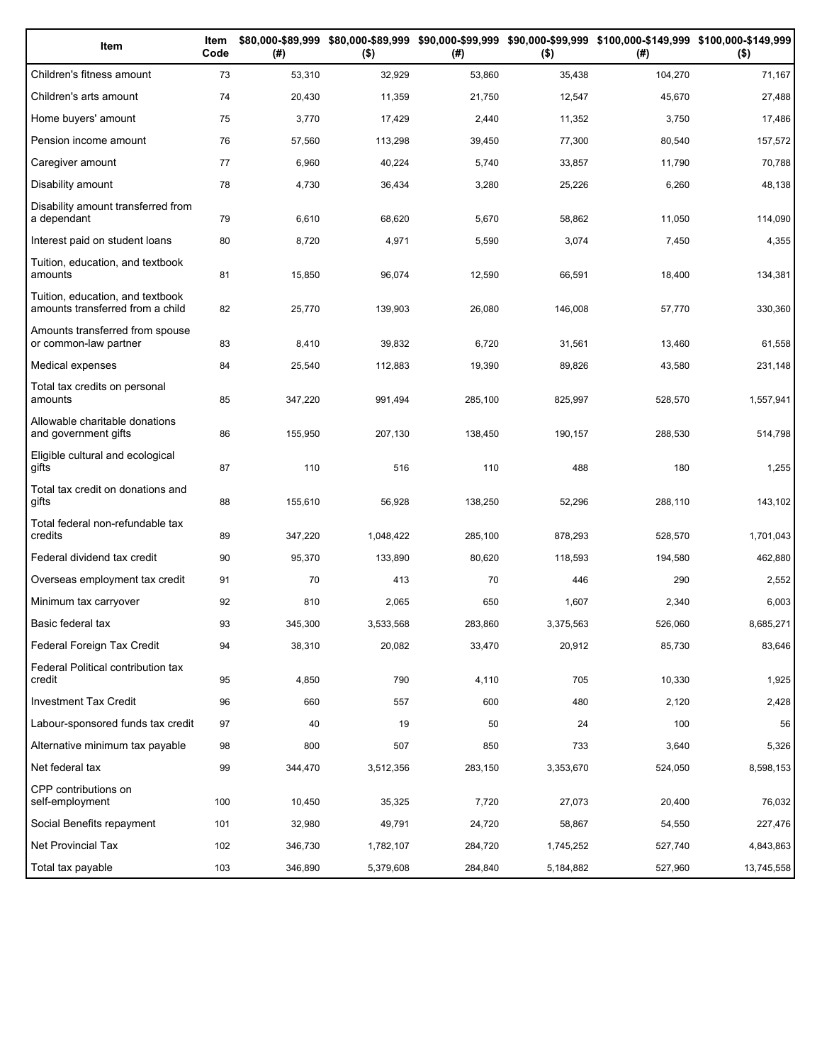| Item | Item Code | \$80,000-\$89,999 (#) | \$80,000-\$89,999 (\$) | \$90,000-\$99,999 (#) | \$90,000-\$99,999 (\$) | \$100,000-\$149,999 (#) | \$100,000-\$149,999 (\$) |
|---|---|---|---|---|---|---|---|
| Children's fitness amount | 73 | 53,310 | 32,929 | 53,860 | 35,438 | 104,270 | 71,167 |
| Children's arts amount | 74 | 20,430 | 11,359 | 21,750 | 12,547 | 45,670 | 27,488 |
| Home buyers' amount | 75 | 3,770 | 17,429 | 2,440 | 11,352 | 3,750 | 17,486 |
| Pension income amount | 76 | 57,560 | 113,298 | 39,450 | 77,300 | 80,540 | 157,572 |
| Caregiver amount | 77 | 6,960 | 40,224 | 5,740 | 33,857 | 11,790 | 70,788 |
| Disability amount | 78 | 4,730 | 36,434 | 3,280 | 25,226 | 6,260 | 48,138 |
| Disability amount transferred from a dependant | 79 | 6,610 | 68,620 | 5,670 | 58,862 | 11,050 | 114,090 |
| Interest paid on student loans | 80 | 8,720 | 4,971 | 5,590 | 3,074 | 7,450 | 4,355 |
| Tuition, education, and textbook amounts | 81 | 15,850 | 96,074 | 12,590 | 66,591 | 18,400 | 134,381 |
| Tuition, education, and textbook amounts transferred from a child | 82 | 25,770 | 139,903 | 26,080 | 146,008 | 57,770 | 330,360 |
| Amounts transferred from spouse or common-law partner | 83 | 8,410 | 39,832 | 6,720 | 31,561 | 13,460 | 61,558 |
| Medical expenses | 84 | 25,540 | 112,883 | 19,390 | 89,826 | 43,580 | 231,148 |
| Total tax credits on personal amounts | 85 | 347,220 | 991,494 | 285,100 | 825,997 | 528,570 | 1,557,941 |
| Allowable charitable donations and government gifts | 86 | 155,950 | 207,130 | 138,450 | 190,157 | 288,530 | 514,798 |
| Eligible cultural and ecological gifts | 87 | 110 | 516 | 110 | 488 | 180 | 1,255 |
| Total tax credit on donations and gifts | 88 | 155,610 | 56,928 | 138,250 | 52,296 | 288,110 | 143,102 |
| Total federal non-refundable tax credits | 89 | 347,220 | 1,048,422 | 285,100 | 878,293 | 528,570 | 1,701,043 |
| Federal dividend tax credit | 90 | 95,370 | 133,890 | 80,620 | 118,593 | 194,580 | 462,880 |
| Overseas employment tax credit | 91 | 70 | 413 | 70 | 446 | 290 | 2,552 |
| Minimum tax carryover | 92 | 810 | 2,065 | 650 | 1,607 | 2,340 | 6,003 |
| Basic federal tax | 93 | 345,300 | 3,533,568 | 283,860 | 3,375,563 | 526,060 | 8,685,271 |
| Federal Foreign Tax Credit | 94 | 38,310 | 20,082 | 33,470 | 20,912 | 85,730 | 83,646 |
| Federal Political contribution tax credit | 95 | 4,850 | 790 | 4,110 | 705 | 10,330 | 1,925 |
| Investment Tax Credit | 96 | 660 | 557 | 600 | 480 | 2,120 | 2,428 |
| Labour-sponsored funds tax credit | 97 | 40 | 19 | 50 | 24 | 100 | 56 |
| Alternative minimum tax payable | 98 | 800 | 507 | 850 | 733 | 3,640 | 5,326 |
| Net federal tax | 99 | 344,470 | 3,512,356 | 283,150 | 3,353,670 | 524,050 | 8,598,153 |
| CPP contributions on self-employment | 100 | 10,450 | 35,325 | 7,720 | 27,073 | 20,400 | 76,032 |
| Social Benefits repayment | 101 | 32,980 | 49,791 | 24,720 | 58,867 | 54,550 | 227,476 |
| Net Provincial Tax | 102 | 346,730 | 1,782,107 | 284,720 | 1,745,252 | 527,740 | 4,843,863 |
| Total tax payable | 103 | 346,890 | 5,379,608 | 284,840 | 5,184,882 | 527,960 | 13,745,558 |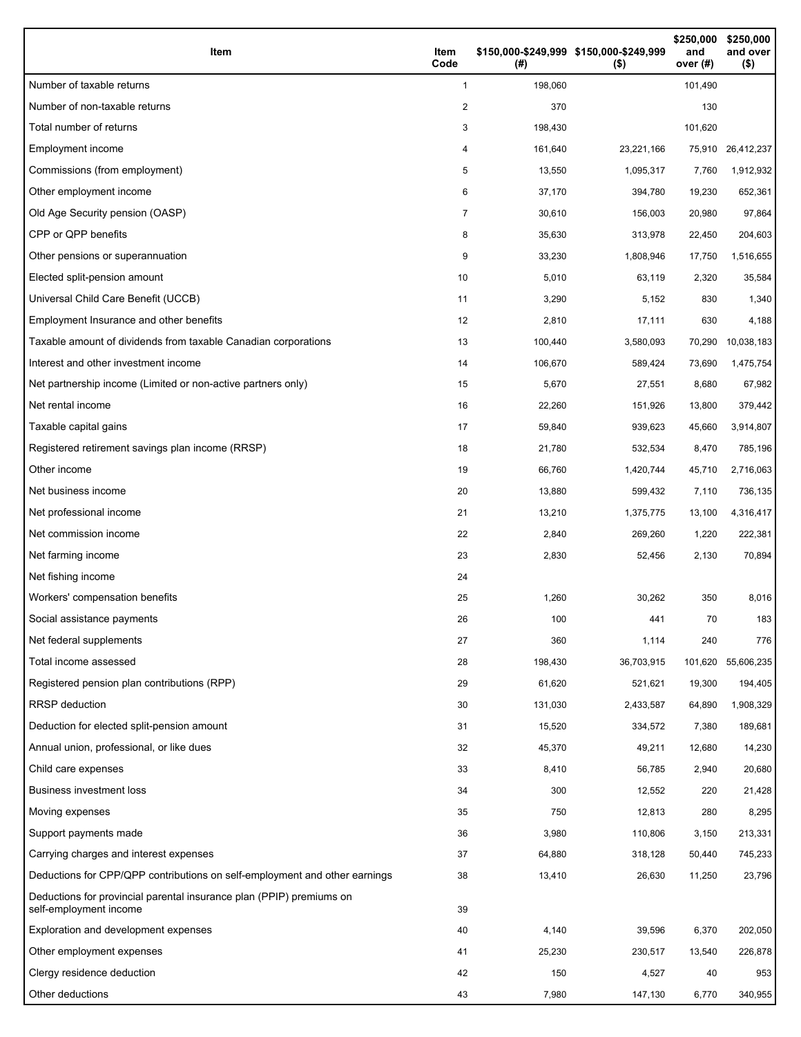| Item | Item Code | $150,000-$249,999 (#) | $150,000-$249,999 ($) | $250,000 and over (#) | $250,000 and over ($) |
|---|---|---|---|---|---|
| Number of taxable returns | 1 | 198,060 | | 101,490 | |
| Number of non-taxable returns | 2 | 370 | | 130 | |
| Total number of returns | 3 | 198,430 | | 101,620 | |
| Employment income | 4 | 161,640 | 23,221,166 | 75,910 | 26,412,237 |
| Commissions (from employment) | 5 | 13,550 | 1,095,317 | 7,760 | 1,912,932 |
| Other employment income | 6 | 37,170 | 394,780 | 19,230 | 652,361 |
| Old Age Security pension (OASP) | 7 | 30,610 | 156,003 | 20,980 | 97,864 |
| CPP or QPP benefits | 8 | 35,630 | 313,978 | 22,450 | 204,603 |
| Other pensions or superannuation | 9 | 33,230 | 1,808,946 | 17,750 | 1,516,655 |
| Elected split-pension amount | 10 | 5,010 | 63,119 | 2,320 | 35,584 |
| Universal Child Care Benefit (UCCB) | 11 | 3,290 | 5,152 | 830 | 1,340 |
| Employment Insurance and other benefits | 12 | 2,810 | 17,111 | 630 | 4,188 |
| Taxable amount of dividends from taxable Canadian corporations | 13 | 100,440 | 3,580,093 | 70,290 | 10,038,183 |
| Interest and other investment income | 14 | 106,670 | 589,424 | 73,690 | 1,475,754 |
| Net partnership income (Limited or non-active partners only) | 15 | 5,670 | 27,551 | 8,680 | 67,982 |
| Net rental income | 16 | 22,260 | 151,926 | 13,800 | 379,442 |
| Taxable capital gains | 17 | 59,840 | 939,623 | 45,660 | 3,914,807 |
| Registered retirement savings plan income (RRSP) | 18 | 21,780 | 532,534 | 8,470 | 785,196 |
| Other income | 19 | 66,760 | 1,420,744 | 45,710 | 2,716,063 |
| Net business income | 20 | 13,880 | 599,432 | 7,110 | 736,135 |
| Net professional income | 21 | 13,210 | 1,375,775 | 13,100 | 4,316,417 |
| Net commission income | 22 | 2,840 | 269,260 | 1,220 | 222,381 |
| Net farming income | 23 | 2,830 | 52,456 | 2,130 | 70,894 |
| Net fishing income | 24 | | | | |
| Workers' compensation benefits | 25 | 1,260 | 30,262 | 350 | 8,016 |
| Social assistance payments | 26 | 100 | 441 | 70 | 183 |
| Net federal supplements | 27 | 360 | 1,114 | 240 | 776 |
| Total income assessed | 28 | 198,430 | 36,703,915 | 101,620 | 55,606,235 |
| Registered pension plan contributions (RPP) | 29 | 61,620 | 521,621 | 19,300 | 194,405 |
| RRSP deduction | 30 | 131,030 | 2,433,587 | 64,890 | 1,908,329 |
| Deduction for elected split-pension amount | 31 | 15,520 | 334,572 | 7,380 | 189,681 |
| Annual union, professional, or like dues | 32 | 45,370 | 49,211 | 12,680 | 14,230 |
| Child care expenses | 33 | 8,410 | 56,785 | 2,940 | 20,680 |
| Business investment loss | 34 | 300 | 12,552 | 220 | 21,428 |
| Moving expenses | 35 | 750 | 12,813 | 280 | 8,295 |
| Support payments made | 36 | 3,980 | 110,806 | 3,150 | 213,331 |
| Carrying charges and interest expenses | 37 | 64,880 | 318,128 | 50,440 | 745,233 |
| Deductions for CPP/QPP contributions on self-employment and other earnings | 38 | 13,410 | 26,630 | 11,250 | 23,796 |
| Deductions for provincial parental insurance plan (PPIP) premiums on self-employment income | 39 | | | | |
| Exploration and development expenses | 40 | 4,140 | 39,596 | 6,370 | 202,050 |
| Other employment expenses | 41 | 25,230 | 230,517 | 13,540 | 226,878 |
| Clergy residence deduction | 42 | 150 | 4,527 | 40 | 953 |
| Other deductions | 43 | 7,980 | 147,130 | 6,770 | 340,955 |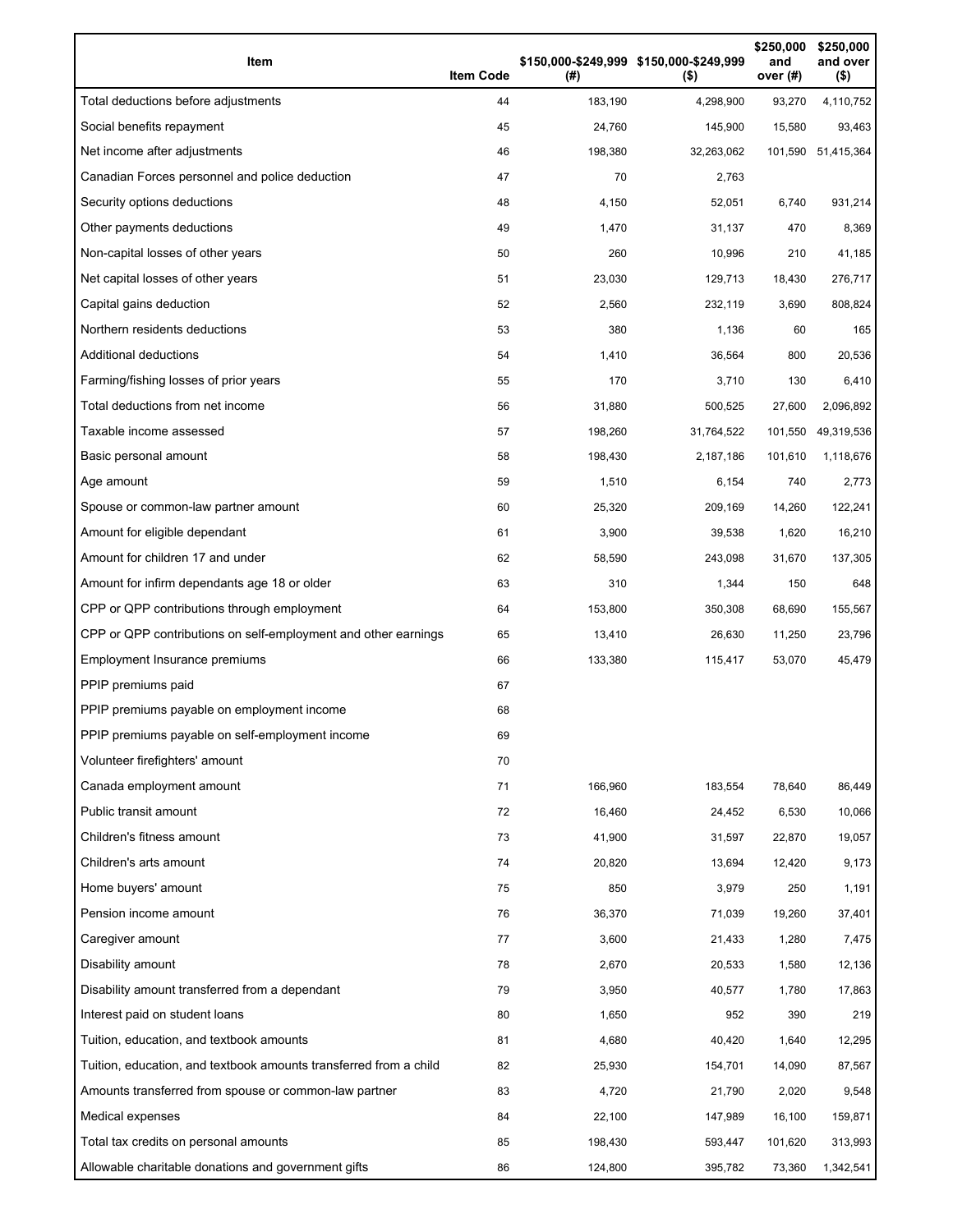| Item | Item Code | $150,000-$249,999 (#) | $150,000-$249,999 ($) | $250,000 and over (#) | $250,000 and over ($) |
|---|---|---|---|---|---|
| Total deductions before adjustments | 44 | 183,190 | 4,298,900 | 93,270 | 4,110,752 |
| Social benefits repayment | 45 | 24,760 | 145,900 | 15,580 | 93,463 |
| Net income after adjustments | 46 | 198,380 | 32,263,062 | 101,590 | 51,415,364 |
| Canadian Forces personnel and police deduction | 47 | 70 | 2,763 | | |
| Security options deductions | 48 | 4,150 | 52,051 | 6,740 | 931,214 |
| Other payments deductions | 49 | 1,470 | 31,137 | 470 | 8,369 |
| Non-capital losses of other years | 50 | 260 | 10,996 | 210 | 41,185 |
| Net capital losses of other years | 51 | 23,030 | 129,713 | 18,430 | 276,717 |
| Capital gains deduction | 52 | 2,560 | 232,119 | 3,690 | 808,824 |
| Northern residents deductions | 53 | 380 | 1,136 | 60 | 165 |
| Additional deductions | 54 | 1,410 | 36,564 | 800 | 20,536 |
| Farming/fishing losses of prior years | 55 | 170 | 3,710 | 130 | 6,410 |
| Total deductions from net income | 56 | 31,880 | 500,525 | 27,600 | 2,096,892 |
| Taxable income assessed | 57 | 198,260 | 31,764,522 | 101,550 | 49,319,536 |
| Basic personal amount | 58 | 198,430 | 2,187,186 | 101,610 | 1,118,676 |
| Age amount | 59 | 1,510 | 6,154 | 740 | 2,773 |
| Spouse or common-law partner amount | 60 | 25,320 | 209,169 | 14,260 | 122,241 |
| Amount for eligible dependant | 61 | 3,900 | 39,538 | 1,620 | 16,210 |
| Amount for children 17 and under | 62 | 58,590 | 243,098 | 31,670 | 137,305 |
| Amount for infirm dependants age 18 or older | 63 | 310 | 1,344 | 150 | 648 |
| CPP or QPP contributions through employment | 64 | 153,800 | 350,308 | 68,690 | 155,567 |
| CPP or QPP contributions on self-employment and other earnings | 65 | 13,410 | 26,630 | 11,250 | 23,796 |
| Employment Insurance premiums | 66 | 133,380 | 115,417 | 53,070 | 45,479 |
| PPIP premiums paid | 67 | | | | |
| PPIP premiums payable on employment income | 68 | | | | |
| PPIP premiums payable on self-employment income | 69 | | | | |
| Volunteer firefighters' amount | 70 | | | | |
| Canada employment amount | 71 | 166,960 | 183,554 | 78,640 | 86,449 |
| Public transit amount | 72 | 16,460 | 24,452 | 6,530 | 10,066 |
| Children's fitness amount | 73 | 41,900 | 31,597 | 22,870 | 19,057 |
| Children's arts amount | 74 | 20,820 | 13,694 | 12,420 | 9,173 |
| Home buyers' amount | 75 | 850 | 3,979 | 250 | 1,191 |
| Pension income amount | 76 | 36,370 | 71,039 | 19,260 | 37,401 |
| Caregiver amount | 77 | 3,600 | 21,433 | 1,280 | 7,475 |
| Disability amount | 78 | 2,670 | 20,533 | 1,580 | 12,136 |
| Disability amount transferred from a dependant | 79 | 3,950 | 40,577 | 1,780 | 17,863 |
| Interest paid on student loans | 80 | 1,650 | 952 | 390 | 219 |
| Tuition, education, and textbook amounts | 81 | 4,680 | 40,420 | 1,640 | 12,295 |
| Tuition, education, and textbook amounts transferred from a child | 82 | 25,930 | 154,701 | 14,090 | 87,567 |
| Amounts transferred from spouse or common-law partner | 83 | 4,720 | 21,790 | 2,020 | 9,548 |
| Medical expenses | 84 | 22,100 | 147,989 | 16,100 | 159,871 |
| Total tax credits on personal amounts | 85 | 198,430 | 593,447 | 101,620 | 313,993 |
| Allowable charitable donations and government gifts | 86 | 124,800 | 395,782 | 73,360 | 1,342,541 |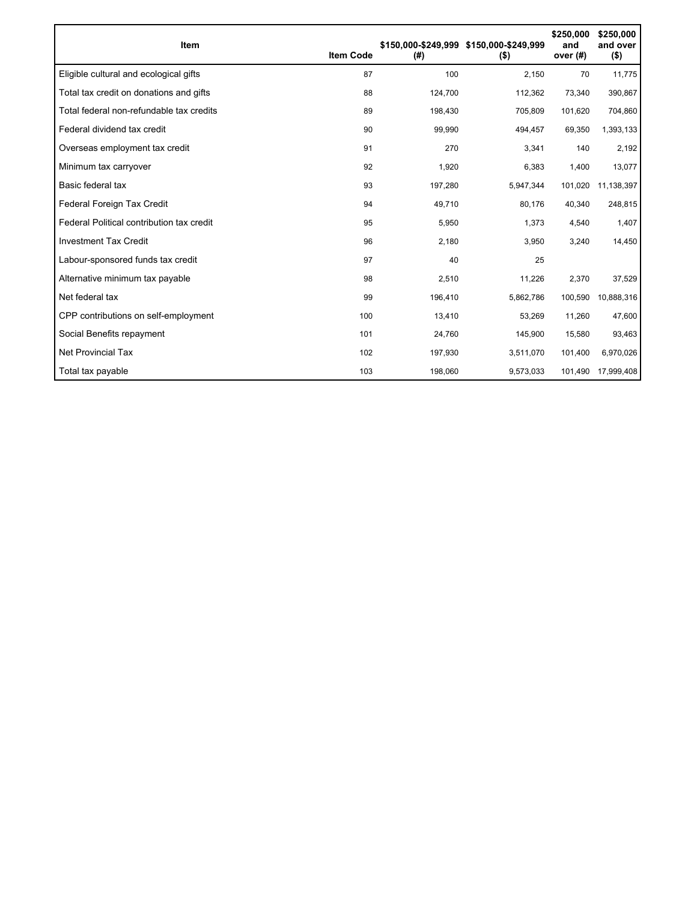| Item | Item Code | $150,000-$249,999 (#) | $150,000-$249,999 ($) | $250,000 and over (#) | $250,000 and over ($) |
|---|---|---|---|---|---|
| Eligible cultural and ecological gifts | 87 | 100 | 2,150 | 70 | 11,775 |
| Total tax credit on donations and gifts | 88 | 124,700 | 112,362 | 73,340 | 390,867 |
| Total federal non-refundable tax credits | 89 | 198,430 | 705,809 | 101,620 | 704,860 |
| Federal dividend tax credit | 90 | 99,990 | 494,457 | 69,350 | 1,393,133 |
| Overseas employment tax credit | 91 | 270 | 3,341 | 140 | 2,192 |
| Minimum tax carryover | 92 | 1,920 | 6,383 | 1,400 | 13,077 |
| Basic federal tax | 93 | 197,280 | 5,947,344 | 101,020 | 11,138,397 |
| Federal Foreign Tax Credit | 94 | 49,710 | 80,176 | 40,340 | 248,815 |
| Federal Political contribution tax credit | 95 | 5,950 | 1,373 | 4,540 | 1,407 |
| Investment Tax Credit | 96 | 2,180 | 3,950 | 3,240 | 14,450 |
| Labour-sponsored funds tax credit | 97 | 40 | 25 | | |
| Alternative minimum tax payable | 98 | 2,510 | 11,226 | 2,370 | 37,529 |
| Net federal tax | 99 | 196,410 | 5,862,786 | 100,590 | 10,888,316 |
| CPP contributions on self-employment | 100 | 13,410 | 53,269 | 11,260 | 47,600 |
| Social Benefits repayment | 101 | 24,760 | 145,900 | 15,580 | 93,463 |
| Net Provincial Tax | 102 | 197,930 | 3,511,070 | 101,400 | 6,970,026 |
| Total tax payable | 103 | 198,060 | 9,573,033 | 101,490 | 17,999,408 |